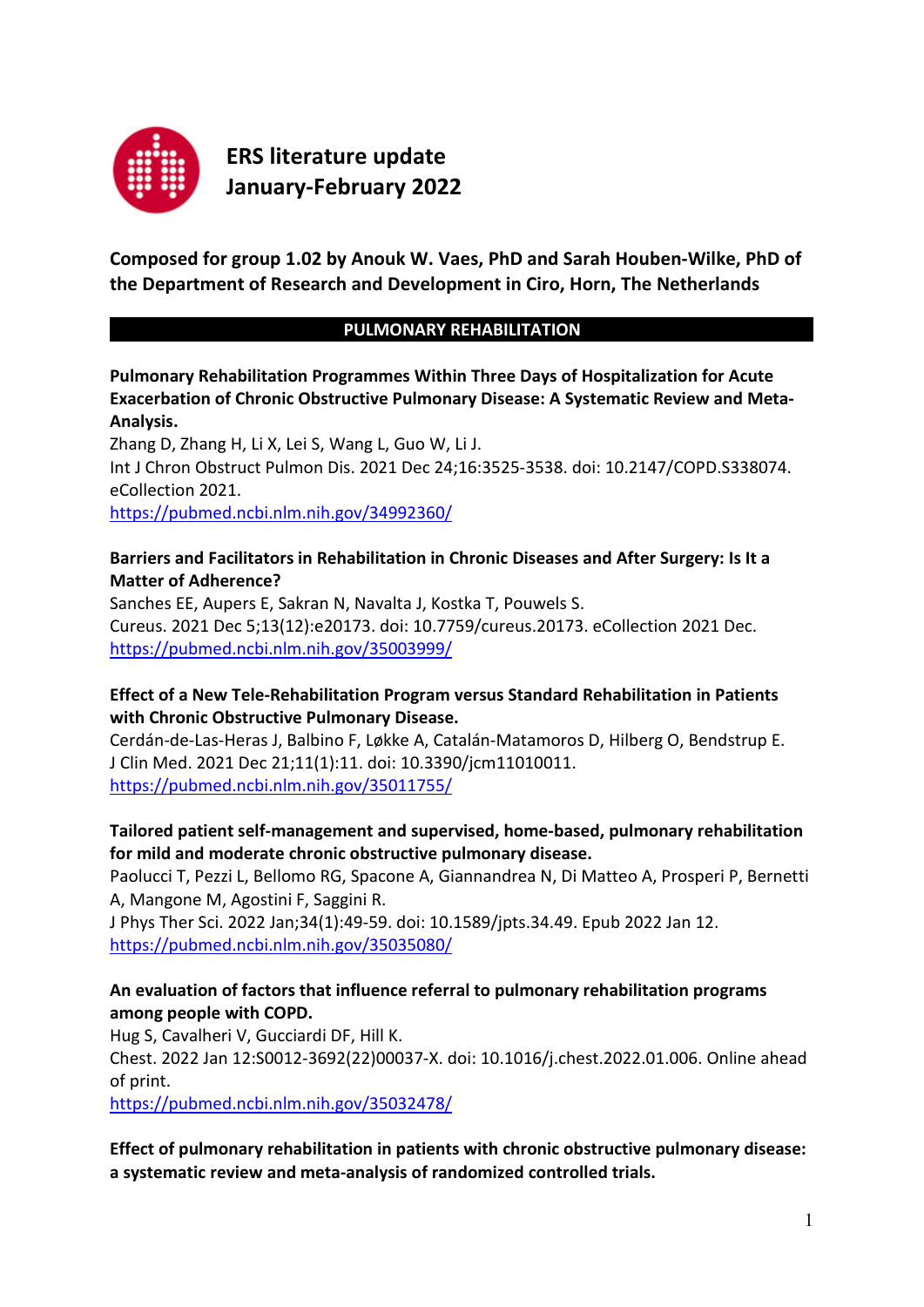# ERS literature update
# January-February 2022

**Composed for group 1.02 by Anouk W. Vaes, PhD and Sarah Houben-Wilke, PhD of the Department of Research and Development in Ciro, Horn, The Netherlands**

## PULMONARY REHABILITATION

**Pulmonary Rehabilitation Programmes Within Three Days of Hospitalization for Acute Exacerbation of Chronic Obstructive Pulmonary Disease: A Systematic Review and Meta-Analysis.**
Zhang D, Zhang H, Li X, Lei S, Wang L, Guo W, Li J.
Int J Chron Obstruct Pulmon Dis. 2021 Dec 24;16:3525-3538. doi: 10.2147/COPD.S338074. eCollection 2021.
https://pubmed.ncbi.nlm.nih.gov/34992360/

**Barriers and Facilitators in Rehabilitation in Chronic Diseases and After Surgery: Is It a Matter of Adherence?**
Sanches EE, Aupers E, Sakran N, Navalta J, Kostka T, Pouwels S.
Cureus. 2021 Dec 5;13(12):e20173. doi: 10.7759/cureus.20173. eCollection 2021 Dec.
https://pubmed.ncbi.nlm.nih.gov/35003999/

**Effect of a New Tele-Rehabilitation Program versus Standard Rehabilitation in Patients with Chronic Obstructive Pulmonary Disease.**
Cerdán-de-Las-Heras J, Balbino F, Løkke A, Catalán-Matamoros D, Hilberg O, Bendstrup E.
J Clin Med. 2021 Dec 21;11(1):11. doi: 10.3390/jcm11010011.
https://pubmed.ncbi.nlm.nih.gov/35011755/

**Tailored patient self-management and supervised, home-based, pulmonary rehabilitation for mild and moderate chronic obstructive pulmonary disease.**
Paolucci T, Pezzi L, Bellomo RG, Spacone A, Giannandrea N, Di Matteo A, Prosperi P, Bernetti A, Mangone M, Agostini F, Saggini R.
J Phys Ther Sci. 2022 Jan;34(1):49-59. doi: 10.1589/jpts.34.49. Epub 2022 Jan 12.
https://pubmed.ncbi.nlm.nih.gov/35035080/

**An evaluation of factors that influence referral to pulmonary rehabilitation programs among people with COPD.**
Hug S, Cavalheri V, Gucciardi DF, Hill K.
Chest. 2022 Jan 12:S0012-3692(22)00037-X. doi: 10.1016/j.chest.2022.01.006. Online ahead of print.
https://pubmed.ncbi.nlm.nih.gov/35032478/

**Effect of pulmonary rehabilitation in patients with chronic obstructive pulmonary disease: a systematic review and meta-analysis of randomized controlled trials.**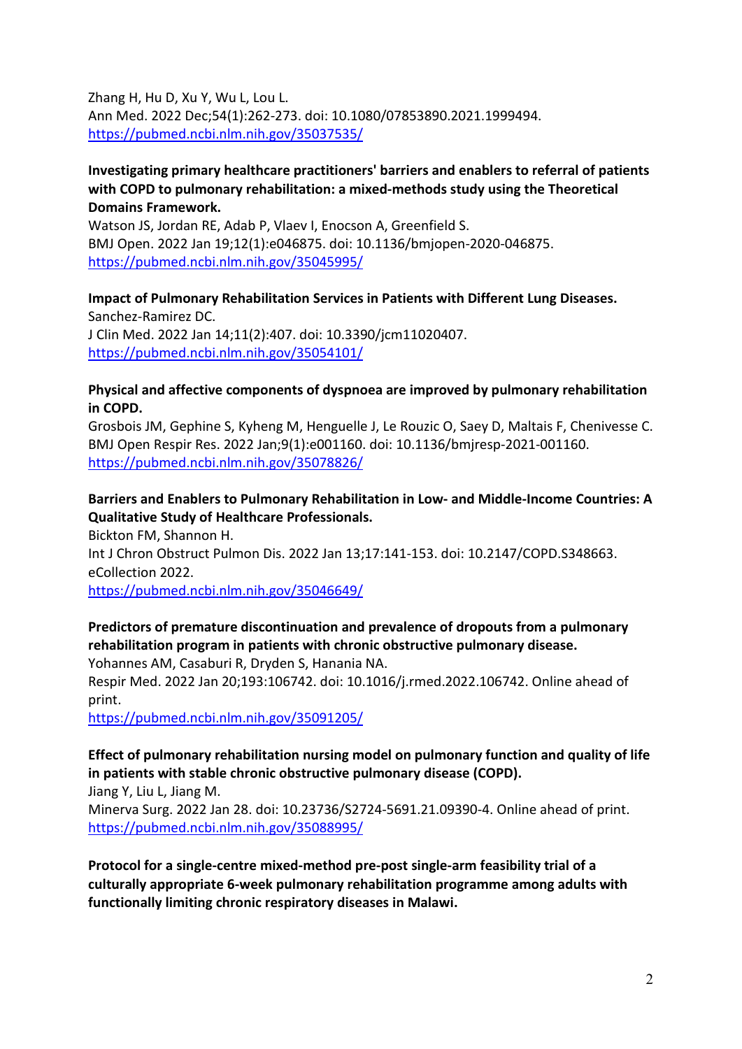Zhang H, Hu D, Xu Y, Wu L, Lou L.
Ann Med. 2022 Dec;54(1):262-273. doi: 10.1080/07853890.2021.1999494.
https://pubmed.ncbi.nlm.nih.gov/35037535/

**Investigating primary healthcare practitioners' barriers and enablers to referral of patients with COPD to pulmonary rehabilitation: a mixed-methods study using the Theoretical Domains Framework.**
Watson JS, Jordan RE, Adab P, Vlaev I, Enocson A, Greenfield S.
BMJ Open. 2022 Jan 19;12(1):e046875. doi: 10.1136/bmjopen-2020-046875.
https://pubmed.ncbi.nlm.nih.gov/35045995/

**Impact of Pulmonary Rehabilitation Services in Patients with Different Lung Diseases.**
Sanchez-Ramirez DC.
J Clin Med. 2022 Jan 14;11(2):407. doi: 10.3390/jcm11020407.
https://pubmed.ncbi.nlm.nih.gov/35054101/

**Physical and affective components of dyspnoea are improved by pulmonary rehabilitation in COPD.**
Grosbois JM, Gephine S, Kyheng M, Henguelle J, Le Rouzic O, Saey D, Maltais F, Chenivesse C.
BMJ Open Respir Res. 2022 Jan;9(1):e001160. doi: 10.1136/bmjresp-2021-001160.
https://pubmed.ncbi.nlm.nih.gov/35078826/

**Barriers and Enablers to Pulmonary Rehabilitation in Low- and Middle-Income Countries: A Qualitative Study of Healthcare Professionals.**
Bickton FM, Shannon H.
Int J Chron Obstruct Pulmon Dis. 2022 Jan 13;17:141-153. doi: 10.2147/COPD.S348663. eCollection 2022.
https://pubmed.ncbi.nlm.nih.gov/35046649/

**Predictors of premature discontinuation and prevalence of dropouts from a pulmonary rehabilitation program in patients with chronic obstructive pulmonary disease.**
Yohannes AM, Casaburi R, Dryden S, Hanania NA.
Respir Med. 2022 Jan 20;193:106742. doi: 10.1016/j.rmed.2022.106742. Online ahead of print.
https://pubmed.ncbi.nlm.nih.gov/35091205/

**Effect of pulmonary rehabilitation nursing model on pulmonary function and quality of life in patients with stable chronic obstructive pulmonary disease (COPD).**
Jiang Y, Liu L, Jiang M.
Minerva Surg. 2022 Jan 28. doi: 10.23736/S2724-5691.21.09390-4. Online ahead of print.
https://pubmed.ncbi.nlm.nih.gov/35088995/

**Protocol for a single-centre mixed-method pre-post single-arm feasibility trial of a culturally appropriate 6-week pulmonary rehabilitation programme among adults with functionally limiting chronic respiratory diseases in Malawi.**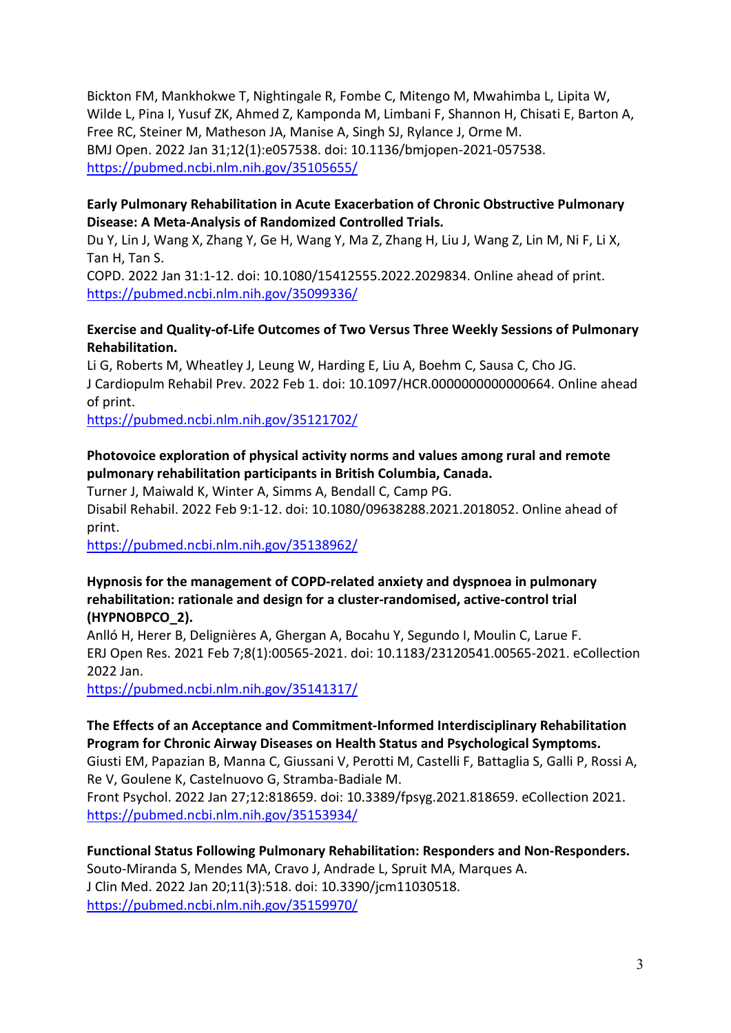Bickton FM, Mankhokwe T, Nightingale R, Fombe C, Mitengo M, Mwahimba L, Lipita W, Wilde L, Pina I, Yusuf ZK, Ahmed Z, Kamponda M, Limbani F, Shannon H, Chisati E, Barton A, Free RC, Steiner M, Matheson JA, Manise A, Singh SJ, Rylance J, Orme M.
BMJ Open. 2022 Jan 31;12(1):e057538. doi: 10.1136/bmjopen-2021-057538.
https://pubmed.ncbi.nlm.nih.gov/35105655/

**Early Pulmonary Rehabilitation in Acute Exacerbation of Chronic Obstructive Pulmonary Disease: A Meta-Analysis of Randomized Controlled Trials.**
Du Y, Lin J, Wang X, Zhang Y, Ge H, Wang Y, Ma Z, Zhang H, Liu J, Wang Z, Lin M, Ni F, Li X, Tan H, Tan S.
COPD. 2022 Jan 31:1-12. doi: 10.1080/15412555.2022.2029834. Online ahead of print.
https://pubmed.ncbi.nlm.nih.gov/35099336/

**Exercise and Quality-of-Life Outcomes of Two Versus Three Weekly Sessions of Pulmonary Rehabilitation.**
Li G, Roberts M, Wheatley J, Leung W, Harding E, Liu A, Boehm C, Sausa C, Cho JG.
J Cardiopulm Rehabil Prev. 2022 Feb 1. doi: 10.1097/HCR.0000000000000664. Online ahead of print.
https://pubmed.ncbi.nlm.nih.gov/35121702/

**Photovoice exploration of physical activity norms and values among rural and remote pulmonary rehabilitation participants in British Columbia, Canada.**
Turner J, Maiwald K, Winter A, Simms A, Bendall C, Camp PG.
Disabil Rehabil. 2022 Feb 9:1-12. doi: 10.1080/09638288.2021.2018052. Online ahead of print.
https://pubmed.ncbi.nlm.nih.gov/35138962/

**Hypnosis for the management of COPD-related anxiety and dyspnoea in pulmonary rehabilitation: rationale and design for a cluster-randomised, active-control trial (HYPNOBPCO_2).**
Anlló H, Herer B, Delignières A, Ghergan A, Bocahu Y, Segundo I, Moulin C, Larue F.
ERJ Open Res. 2021 Feb 7;8(1):00565-2021. doi: 10.1183/23120541.00565-2021. eCollection 2022 Jan.
https://pubmed.ncbi.nlm.nih.gov/35141317/

**The Effects of an Acceptance and Commitment-Informed Interdisciplinary Rehabilitation Program for Chronic Airway Diseases on Health Status and Psychological Symptoms.**
Giusti EM, Papazian B, Manna C, Giussani V, Perotti M, Castelli F, Battaglia S, Galli P, Rossi A, Re V, Goulene K, Castelnuovo G, Stramba-Badiale M.
Front Psychol. 2022 Jan 27;12:818659. doi: 10.3389/fpsyg.2021.818659. eCollection 2021.
https://pubmed.ncbi.nlm.nih.gov/35153934/

**Functional Status Following Pulmonary Rehabilitation: Responders and Non-Responders.**
Souto-Miranda S, Mendes MA, Cravo J, Andrade L, Spruit MA, Marques A.
J Clin Med. 2022 Jan 20;11(3):518. doi: 10.3390/jcm11030518.
https://pubmed.ncbi.nlm.nih.gov/35159970/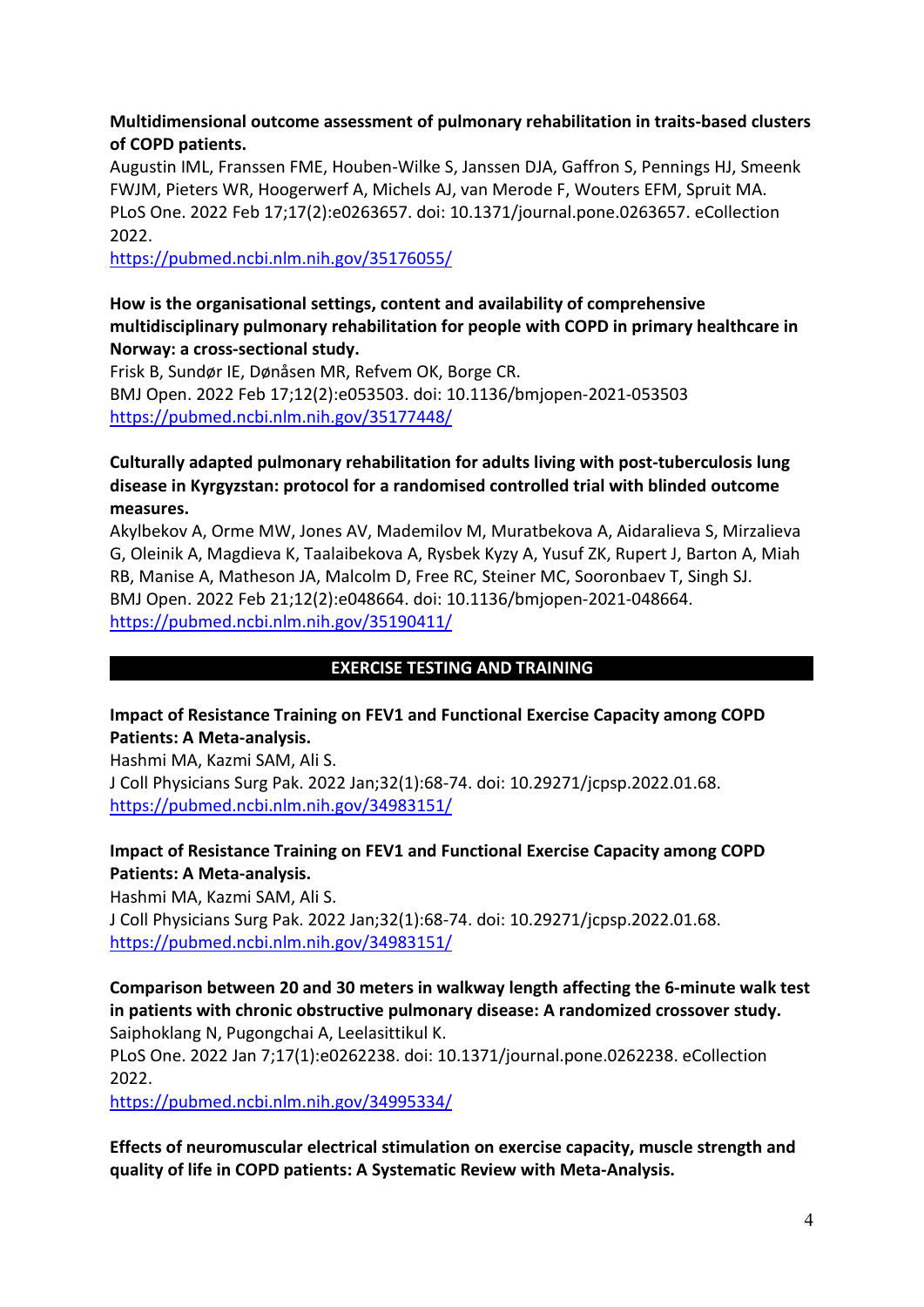**Multidimensional outcome assessment of pulmonary rehabilitation in traits-based clusters of COPD patients.**
Augustin IML, Franssen FME, Houben-Wilke S, Janssen DJA, Gaffron S, Pennings HJ, Smeenk FWJM, Pieters WR, Hoogerwerf A, Michels AJ, van Merode F, Wouters EFM, Spruit MA.
PLoS One. 2022 Feb 17;17(2):e0263657. doi: 10.1371/journal.pone.0263657. eCollection 2022.
https://pubmed.ncbi.nlm.nih.gov/35176055/

**How is the organisational settings, content and availability of comprehensive multidisciplinary pulmonary rehabilitation for people with COPD in primary healthcare in Norway: a cross-sectional study.**
Frisk B, Sundør IE, Dønåsen MR, Refvem OK, Borge CR.
BMJ Open. 2022 Feb 17;12(2):e053503. doi: 10.1136/bmjopen-2021-053503
https://pubmed.ncbi.nlm.nih.gov/35177448/

**Culturally adapted pulmonary rehabilitation for adults living with post-tuberculosis lung disease in Kyrgyzstan: protocol for a randomised controlled trial with blinded outcome measures.**
Akylbekov A, Orme MW, Jones AV, Mademilov M, Muratbekova A, Aidaralieva S, Mirzalieva G, Oleinik A, Magdieva K, Taalaibekova A, Rysbek Kyzy A, Yusuf ZK, Rupert J, Barton A, Miah RB, Manise A, Matheson JA, Malcolm D, Free RC, Steiner MC, Sooronbaev T, Singh SJ.
BMJ Open. 2022 Feb 21;12(2):e048664. doi: 10.1136/bmjopen-2021-048664.
https://pubmed.ncbi.nlm.nih.gov/35190411/

## EXERCISE TESTING AND TRAINING

**Impact of Resistance Training on FEV1 and Functional Exercise Capacity among COPD Patients: A Meta-analysis.**
Hashmi MA, Kazmi SAM, Ali S.
J Coll Physicians Surg Pak. 2022 Jan;32(1):68-74. doi: 10.29271/jcpsp.2022.01.68.
https://pubmed.ncbi.nlm.nih.gov/34983151/

**Impact of Resistance Training on FEV1 and Functional Exercise Capacity among COPD Patients: A Meta-analysis.**
Hashmi MA, Kazmi SAM, Ali S.
J Coll Physicians Surg Pak. 2022 Jan;32(1):68-74. doi: 10.29271/jcpsp.2022.01.68.
https://pubmed.ncbi.nlm.nih.gov/34983151/

**Comparison between 20 and 30 meters in walkway length affecting the 6-minute walk test in patients with chronic obstructive pulmonary disease: A randomized crossover study.**
Saiphoklang N, Pugongchai A, Leelasittikul K.
PLoS One. 2022 Jan 7;17(1):e0262238. doi: 10.1371/journal.pone.0262238. eCollection 2022.
https://pubmed.ncbi.nlm.nih.gov/34995334/

**Effects of neuromuscular electrical stimulation on exercise capacity, muscle strength and quality of life in COPD patients: A Systematic Review with Meta-Analysis.**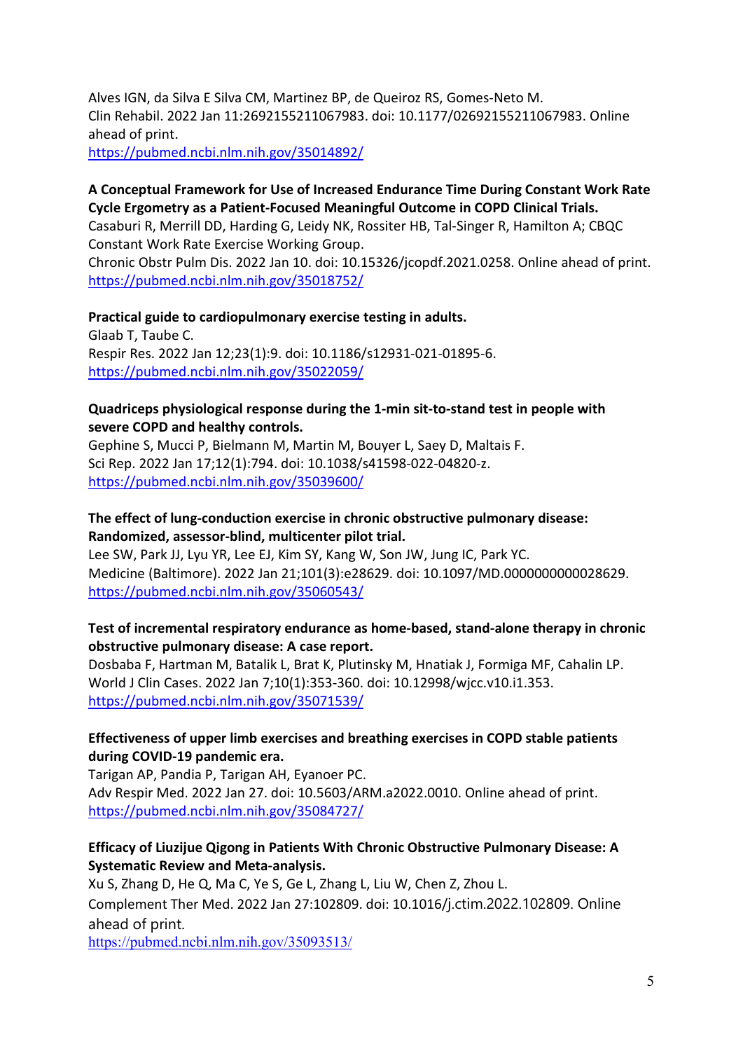Alves IGN, da Silva E Silva CM, Martinez BP, de Queiroz RS, Gomes-Neto M.
Clin Rehabil. 2022 Jan 11:2692155211067983. doi: 10.1177/02692155211067983. Online ahead of print.
https://pubmed.ncbi.nlm.nih.gov/35014892/

**A Conceptual Framework for Use of Increased Endurance Time During Constant Work Rate Cycle Ergometry as a Patient-Focused Meaningful Outcome in COPD Clinical Trials.**
Casaburi R, Merrill DD, Harding G, Leidy NK, Rossiter HB, Tal-Singer R, Hamilton A; CBQC Constant Work Rate Exercise Working Group.
Chronic Obstr Pulm Dis. 2022 Jan 10. doi: 10.15326/jcopdf.2021.0258. Online ahead of print.
https://pubmed.ncbi.nlm.nih.gov/35018752/

**Practical guide to cardiopulmonary exercise testing in adults.**
Glaab T, Taube C.
Respir Res. 2022 Jan 12;23(1):9. doi: 10.1186/s12931-021-01895-6.
https://pubmed.ncbi.nlm.nih.gov/35022059/

**Quadriceps physiological response during the 1-min sit-to-stand test in people with severe COPD and healthy controls.**
Gephine S, Mucci P, Bielmann M, Martin M, Bouyer L, Saey D, Maltais F.
Sci Rep. 2022 Jan 17;12(1):794. doi: 10.1038/s41598-022-04820-z.
https://pubmed.ncbi.nlm.nih.gov/35039600/

**The effect of lung-conduction exercise in chronic obstructive pulmonary disease: Randomized, assessor-blind, multicenter pilot trial.**
Lee SW, Park JJ, Lyu YR, Lee EJ, Kim SY, Kang W, Son JW, Jung IC, Park YC.
Medicine (Baltimore). 2022 Jan 21;101(3):e28629. doi: 10.1097/MD.0000000000028629.
https://pubmed.ncbi.nlm.nih.gov/35060543/

**Test of incremental respiratory endurance as home-based, stand-alone therapy in chronic obstructive pulmonary disease: A case report.**
Dosbaba F, Hartman M, Batalik L, Brat K, Plutinsky M, Hnatiak J, Formiga MF, Cahalin LP.
World J Clin Cases. 2022 Jan 7;10(1):353-360. doi: 10.12998/wjcc.v10.i1.353.
https://pubmed.ncbi.nlm.nih.gov/35071539/

**Effectiveness of upper limb exercises and breathing exercises in COPD stable patients during COVID-19 pandemic era.**
Tarigan AP, Pandia P, Tarigan AH, Eyanoer PC.
Adv Respir Med. 2022 Jan 27. doi: 10.5603/ARM.a2022.0010. Online ahead of print.
https://pubmed.ncbi.nlm.nih.gov/35084727/

**Efficacy of Liuzijue Qigong in Patients With Chronic Obstructive Pulmonary Disease: A Systematic Review and Meta-analysis.**
Xu S, Zhang D, He Q, Ma C, Ye S, Ge L, Zhang L, Liu W, Chen Z, Zhou L.
Complement Ther Med. 2022 Jan 27:102809. doi: 10.1016/j.ctim.2022.102809. Online ahead of print.
https://pubmed.ncbi.nlm.nih.gov/35093513/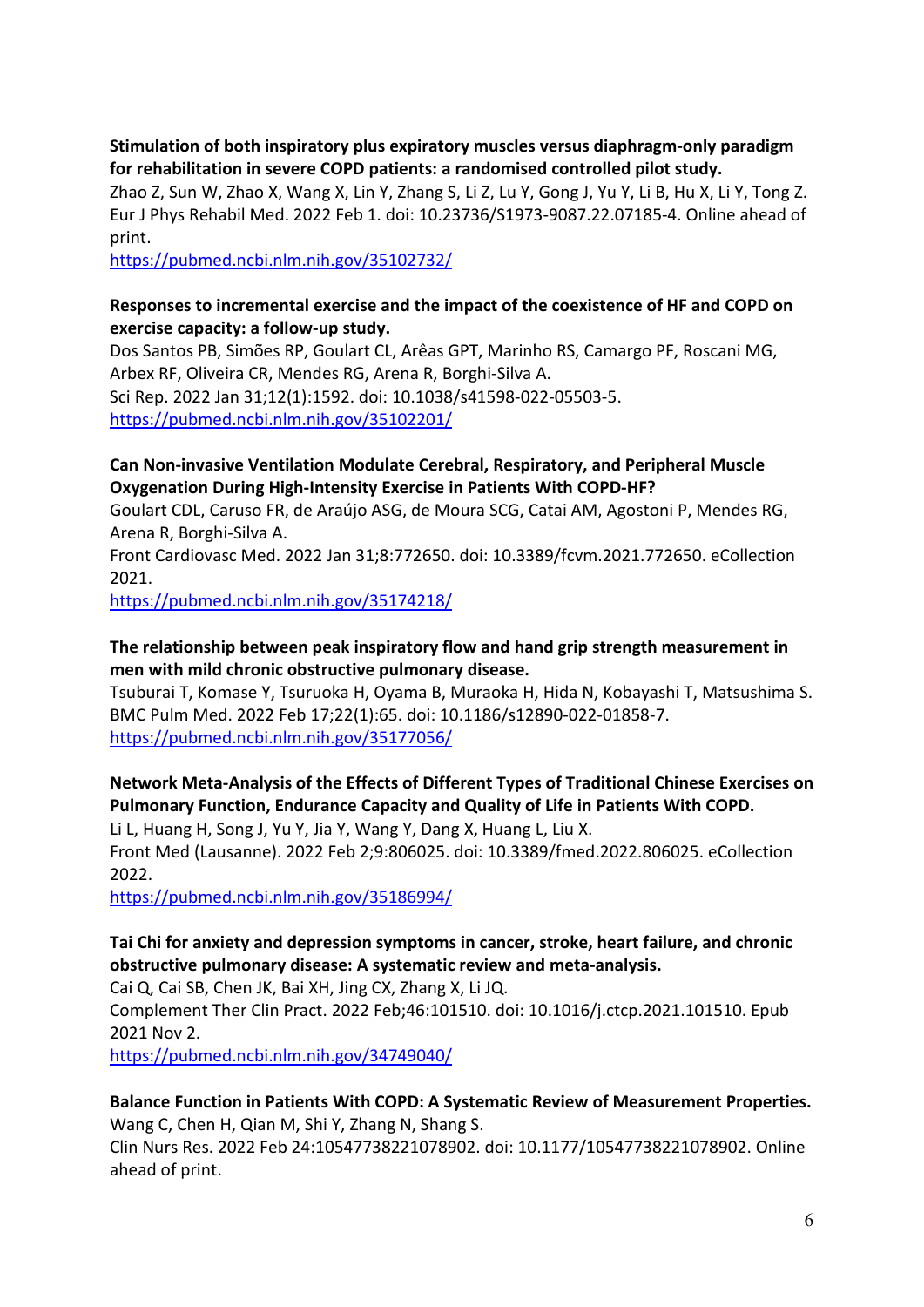**Stimulation of both inspiratory plus expiratory muscles versus diaphragm-only paradigm for rehabilitation in severe COPD patients: a randomised controlled pilot study.**
Zhao Z, Sun W, Zhao X, Wang X, Lin Y, Zhang S, Li Z, Lu Y, Gong J, Yu Y, Li B, Hu X, Li Y, Tong Z.
Eur J Phys Rehabil Med. 2022 Feb 1. doi: 10.23736/S1973-9087.22.07185-4. Online ahead of print.
https://pubmed.ncbi.nlm.nih.gov/35102732/

**Responses to incremental exercise and the impact of the coexistence of HF and COPD on exercise capacity: a follow-up study.**
Dos Santos PB, Simões RP, Goulart CL, Arêas GPT, Marinho RS, Camargo PF, Roscani MG, Arbex RF, Oliveira CR, Mendes RG, Arena R, Borghi-Silva A.
Sci Rep. 2022 Jan 31;12(1):1592. doi: 10.1038/s41598-022-05503-5.
https://pubmed.ncbi.nlm.nih.gov/35102201/

**Can Non-invasive Ventilation Modulate Cerebral, Respiratory, and Peripheral Muscle Oxygenation During High-Intensity Exercise in Patients With COPD-HF?**
Goulart CDL, Caruso FR, de Araújo ASG, de Moura SCG, Catai AM, Agostoni P, Mendes RG, Arena R, Borghi-Silva A.
Front Cardiovasc Med. 2022 Jan 31;8:772650. doi: 10.3389/fcvm.2021.772650. eCollection 2021.
https://pubmed.ncbi.nlm.nih.gov/35174218/

**The relationship between peak inspiratory flow and hand grip strength measurement in men with mild chronic obstructive pulmonary disease.**
Tsuburai T, Komase Y, Tsuruoka H, Oyama B, Muraoka H, Hida N, Kobayashi T, Matsushima S.
BMC Pulm Med. 2022 Feb 17;22(1):65. doi: 10.1186/s12890-022-01858-7.
https://pubmed.ncbi.nlm.nih.gov/35177056/

**Network Meta-Analysis of the Effects of Different Types of Traditional Chinese Exercises on Pulmonary Function, Endurance Capacity and Quality of Life in Patients With COPD.**
Li L, Huang H, Song J, Yu Y, Jia Y, Wang Y, Dang X, Huang L, Liu X.
Front Med (Lausanne). 2022 Feb 2;9:806025. doi: 10.3389/fmed.2022.806025. eCollection 2022.
https://pubmed.ncbi.nlm.nih.gov/35186994/

**Tai Chi for anxiety and depression symptoms in cancer, stroke, heart failure, and chronic obstructive pulmonary disease: A systematic review and meta-analysis.**
Cai Q, Cai SB, Chen JK, Bai XH, Jing CX, Zhang X, Li JQ.
Complement Ther Clin Pract. 2022 Feb;46:101510. doi: 10.1016/j.ctcp.2021.101510. Epub 2021 Nov 2.
https://pubmed.ncbi.nlm.nih.gov/34749040/

**Balance Function in Patients With COPD: A Systematic Review of Measurement Properties.**
Wang C, Chen H, Qian M, Shi Y, Zhang N, Shang S.
Clin Nurs Res. 2022 Feb 24:10547738221078902. doi: 10.1177/10547738221078902. Online ahead of print.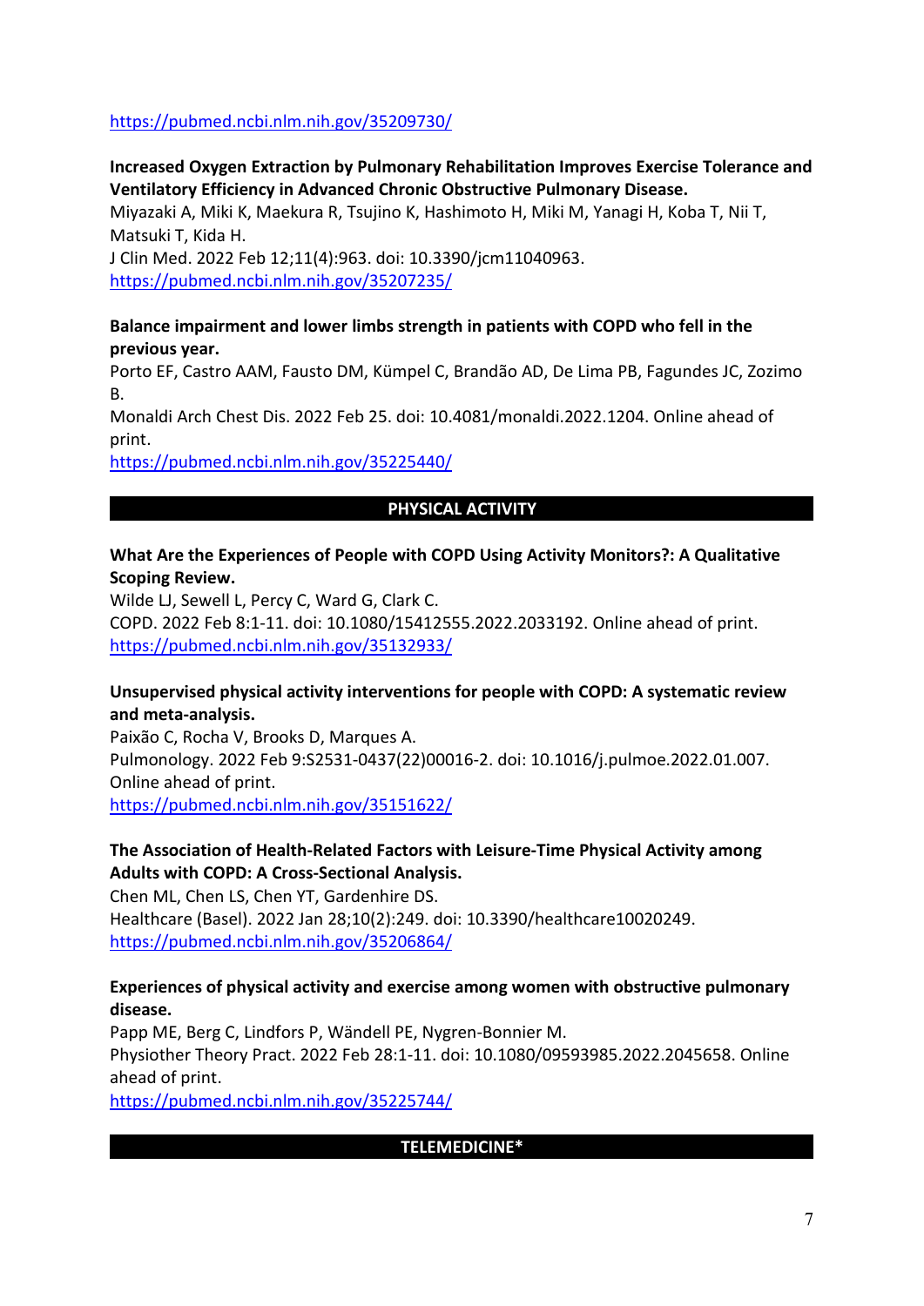https://pubmed.ncbi.nlm.nih.gov/35209730/

**Increased Oxygen Extraction by Pulmonary Rehabilitation Improves Exercise Tolerance and Ventilatory Efficiency in Advanced Chronic Obstructive Pulmonary Disease.**
Miyazaki A, Miki K, Maekura R, Tsujino K, Hashimoto H, Miki M, Yanagi H, Koba T, Nii T, Matsuki T, Kida H.
J Clin Med. 2022 Feb 12;11(4):963. doi: 10.3390/jcm11040963.
https://pubmed.ncbi.nlm.nih.gov/35207235/

**Balance impairment and lower limbs strength in patients with COPD who fell in the previous year.**
Porto EF, Castro AAM, Fausto DM, Kümpel C, Brandão AD, De Lima PB, Fagundes JC, Zozimo B.
Monaldi Arch Chest Dis. 2022 Feb 25. doi: 10.4081/monaldi.2022.1204. Online ahead of print.
https://pubmed.ncbi.nlm.nih.gov/35225440/

## PHYSICAL ACTIVITY

**What Are the Experiences of People with COPD Using Activity Monitors?: A Qualitative Scoping Review.**
Wilde LJ, Sewell L, Percy C, Ward G, Clark C.
COPD. 2022 Feb 8:1-11. doi: 10.1080/15412555.2022.2033192. Online ahead of print.
https://pubmed.ncbi.nlm.nih.gov/35132933/

**Unsupervised physical activity interventions for people with COPD: A systematic review and meta-analysis.**
Paixão C, Rocha V, Brooks D, Marques A.
Pulmonology. 2022 Feb 9:S2531-0437(22)00016-2. doi: 10.1016/j.pulmoe.2022.01.007. Online ahead of print.
https://pubmed.ncbi.nlm.nih.gov/35151622/

**The Association of Health-Related Factors with Leisure-Time Physical Activity among Adults with COPD: A Cross-Sectional Analysis.**
Chen ML, Chen LS, Chen YT, Gardenhire DS.
Healthcare (Basel). 2022 Jan 28;10(2):249. doi: 10.3390/healthcare10020249.
https://pubmed.ncbi.nlm.nih.gov/35206864/

**Experiences of physical activity and exercise among women with obstructive pulmonary disease.**
Papp ME, Berg C, Lindfors P, Wändell PE, Nygren-Bonnier M.
Physiother Theory Pract. 2022 Feb 28:1-11. doi: 10.1080/09593985.2022.2045658. Online ahead of print.
https://pubmed.ncbi.nlm.nih.gov/35225744/

## TELEMEDICINE*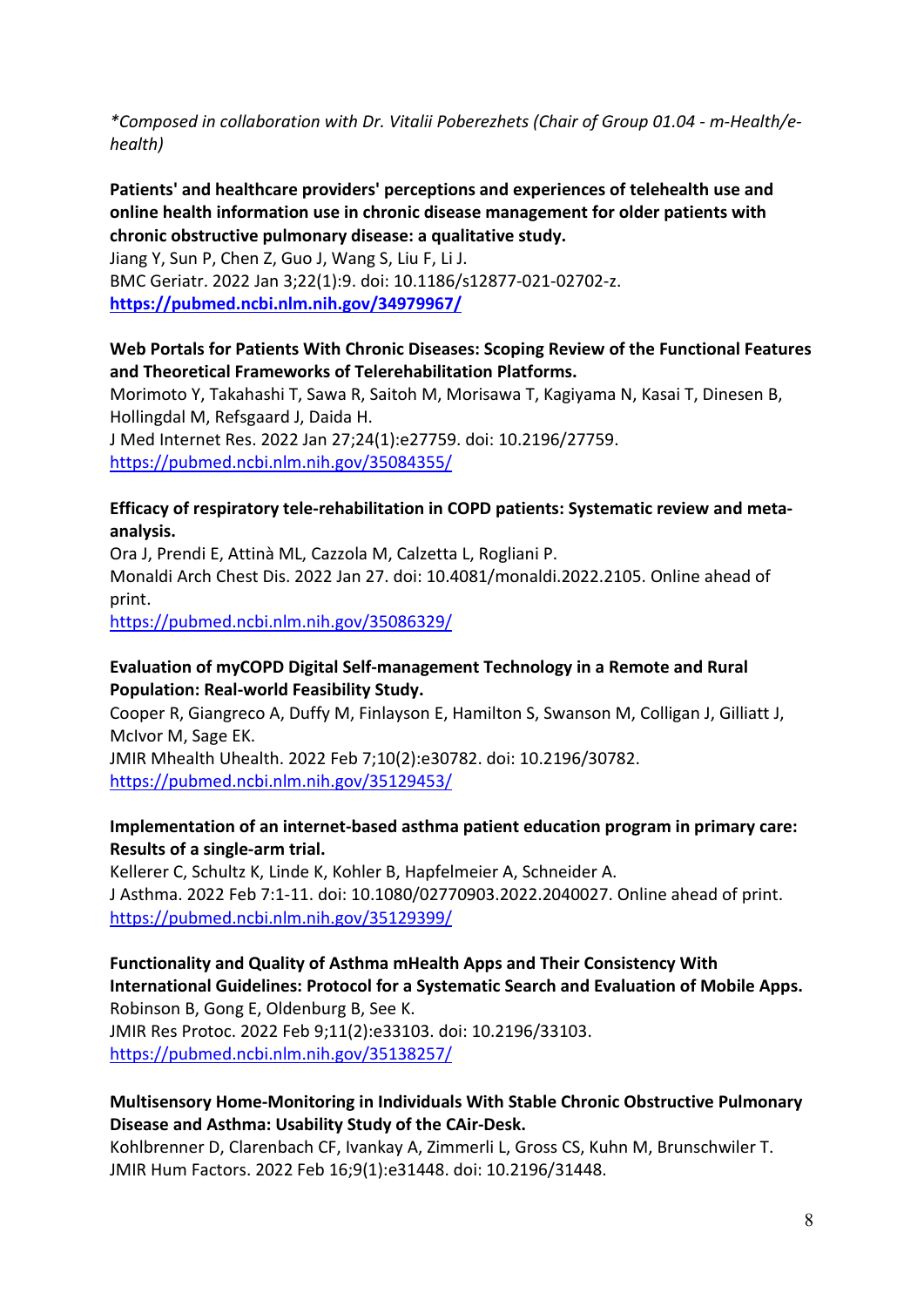*\*Composed in collaboration with Dr. Vitalii Poberezhets (Chair of Group 01.04 - m-Health/e-health)*

**Patients' and healthcare providers' perceptions and experiences of telehealth use and online health information use in chronic disease management for older patients with chronic obstructive pulmonary disease: a qualitative study.**
Jiang Y, Sun P, Chen Z, Guo J, Wang S, Liu F, Li J.
BMC Geriatr. 2022 Jan 3;22(1):9. doi: 10.1186/s12877-021-02702-z.
**https://pubmed.ncbi.nlm.nih.gov/34979967/**

**Web Portals for Patients With Chronic Diseases: Scoping Review of the Functional Features and Theoretical Frameworks of Telerehabilitation Platforms.**
Morimoto Y, Takahashi T, Sawa R, Saitoh M, Morisawa T, Kagiyama N, Kasai T, Dinesen B, Hollingdal M, Refsgaard J, Daida H.
J Med Internet Res. 2022 Jan 27;24(1):e27759. doi: 10.2196/27759.
https://pubmed.ncbi.nlm.nih.gov/35084355/

**Efficacy of respiratory tele-rehabilitation in COPD patients: Systematic review and meta-analysis.**
Ora J, Prendi E, Attinà ML, Cazzola M, Calzetta L, Rogliani P.
Monaldi Arch Chest Dis. 2022 Jan 27. doi: 10.4081/monaldi.2022.2105. Online ahead of print.
https://pubmed.ncbi.nlm.nih.gov/35086329/

**Evaluation of myCOPD Digital Self-management Technology in a Remote and Rural Population: Real-world Feasibility Study.**
Cooper R, Giangreco A, Duffy M, Finlayson E, Hamilton S, Swanson M, Colligan J, Gilliatt J, McIvor M, Sage EK.
JMIR Mhealth Uhealth. 2022 Feb 7;10(2):e30782. doi: 10.2196/30782.
https://pubmed.ncbi.nlm.nih.gov/35129453/

**Implementation of an internet-based asthma patient education program in primary care: Results of a single-arm trial.**
Kellerer C, Schultz K, Linde K, Kohler B, Hapfelmeier A, Schneider A.
J Asthma. 2022 Feb 7:1-11. doi: 10.1080/02770903.2022.2040027. Online ahead of print.
https://pubmed.ncbi.nlm.nih.gov/35129399/

**Functionality and Quality of Asthma mHealth Apps and Their Consistency With International Guidelines: Protocol for a Systematic Search and Evaluation of Mobile Apps.**
Robinson B, Gong E, Oldenburg B, See K.
JMIR Res Protoc. 2022 Feb 9;11(2):e33103. doi: 10.2196/33103.
https://pubmed.ncbi.nlm.nih.gov/35138257/

**Multisensory Home-Monitoring in Individuals With Stable Chronic Obstructive Pulmonary Disease and Asthma: Usability Study of the CAir-Desk.**
Kohlbrenner D, Clarenbach CF, Ivankay A, Zimmerli L, Gross CS, Kuhn M, Brunschwiler T.
JMIR Hum Factors. 2022 Feb 16;9(1):e31448. doi: 10.2196/31448.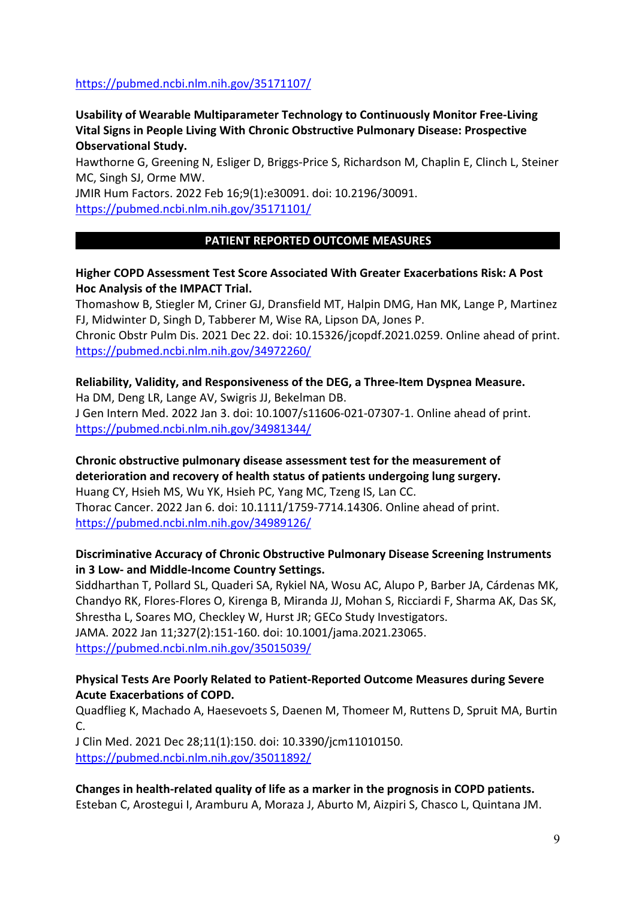https://pubmed.ncbi.nlm.nih.gov/35171107/

**Usability of Wearable Multiparameter Technology to Continuously Monitor Free-Living Vital Signs in People Living With Chronic Obstructive Pulmonary Disease: Prospective Observational Study.**
Hawthorne G, Greening N, Esliger D, Briggs-Price S, Richardson M, Chaplin E, Clinch L, Steiner MC, Singh SJ, Orme MW.
JMIR Hum Factors. 2022 Feb 16;9(1):e30091. doi: 10.2196/30091.
https://pubmed.ncbi.nlm.nih.gov/35171101/

## PATIENT REPORTED OUTCOME MEASURES

**Higher COPD Assessment Test Score Associated With Greater Exacerbations Risk: A Post Hoc Analysis of the IMPACT Trial.**
Thomashow B, Stiegler M, Criner GJ, Dransfield MT, Halpin DMG, Han MK, Lange P, Martinez FJ, Midwinter D, Singh D, Tabberer M, Wise RA, Lipson DA, Jones P.
Chronic Obstr Pulm Dis. 2021 Dec 22. doi: 10.15326/jcopdf.2021.0259. Online ahead of print.
https://pubmed.ncbi.nlm.nih.gov/34972260/

**Reliability, Validity, and Responsiveness of the DEG, a Three-Item Dyspnea Measure.**
Ha DM, Deng LR, Lange AV, Swigris JJ, Bekelman DB.
J Gen Intern Med. 2022 Jan 3. doi: 10.1007/s11606-021-07307-1. Online ahead of print.
https://pubmed.ncbi.nlm.nih.gov/34981344/

**Chronic obstructive pulmonary disease assessment test for the measurement of deterioration and recovery of health status of patients undergoing lung surgery.**
Huang CY, Hsieh MS, Wu YK, Hsieh PC, Yang MC, Tzeng IS, Lan CC.
Thorac Cancer. 2022 Jan 6. doi: 10.1111/1759-7714.14306. Online ahead of print.
https://pubmed.ncbi.nlm.nih.gov/34989126/

**Discriminative Accuracy of Chronic Obstructive Pulmonary Disease Screening Instruments in 3 Low- and Middle-Income Country Settings.**
Siddharthan T, Pollard SL, Quaderi SA, Rykiel NA, Wosu AC, Alupo P, Barber JA, Cárdenas MK, Chandyo RK, Flores-Flores O, Kirenga B, Miranda JJ, Mohan S, Ricciardi F, Sharma AK, Das SK, Shrestha L, Soares MO, Checkley W, Hurst JR; GECo Study Investigators.
JAMA. 2022 Jan 11;327(2):151-160. doi: 10.1001/jama.2021.23065.
https://pubmed.ncbi.nlm.nih.gov/35015039/

**Physical Tests Are Poorly Related to Patient-Reported Outcome Measures during Severe Acute Exacerbations of COPD.**
Quadflieg K, Machado A, Haesevoets S, Daenen M, Thomeer M, Ruttens D, Spruit MA, Burtin C.
J Clin Med. 2021 Dec 28;11(1):150. doi: 10.3390/jcm11010150.
https://pubmed.ncbi.nlm.nih.gov/35011892/

**Changes in health-related quality of life as a marker in the prognosis in COPD patients.**
Esteban C, Arostegui I, Aramburu A, Moraza J, Aburto M, Aizpiri S, Chasco L, Quintana JM.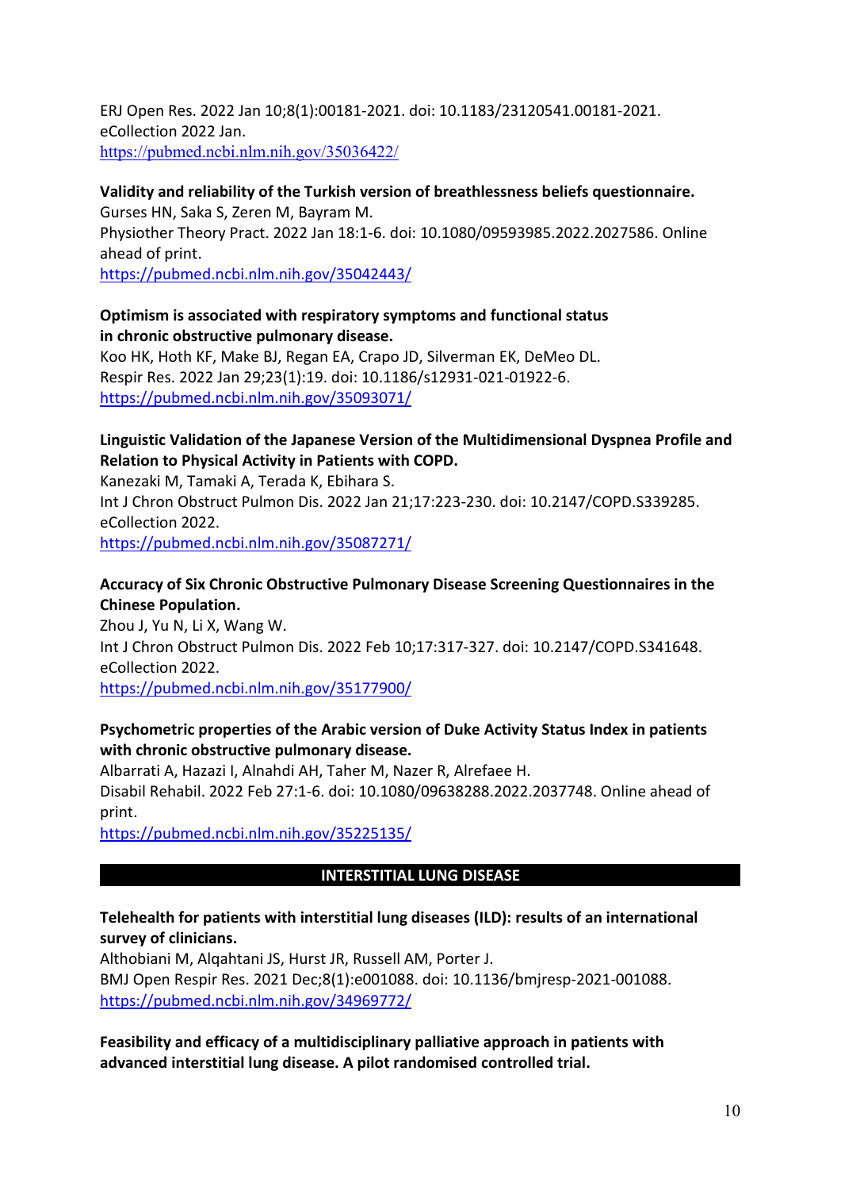ERJ Open Res. 2022 Jan 10;8(1):00181-2021. doi: 10.1183/23120541.00181-2021. eCollection 2022 Jan.
https://pubmed.ncbi.nlm.nih.gov/35036422/

**Validity and reliability of the Turkish version of breathlessness beliefs questionnaire.**
Gurses HN, Saka S, Zeren M, Bayram M.
Physiother Theory Pract. 2022 Jan 18:1-6. doi: 10.1080/09593985.2022.2027586. Online ahead of print.
https://pubmed.ncbi.nlm.nih.gov/35042443/

**Optimism is associated with respiratory symptoms and functional status in chronic obstructive pulmonary disease.**
Koo HK, Hoth KF, Make BJ, Regan EA, Crapo JD, Silverman EK, DeMeo DL.
Respir Res. 2022 Jan 29;23(1):19. doi: 10.1186/s12931-021-01922-6.
https://pubmed.ncbi.nlm.nih.gov/35093071/

**Linguistic Validation of the Japanese Version of the Multidimensional Dyspnea Profile and Relation to Physical Activity in Patients with COPD.**
Kanezaki M, Tamaki A, Terada K, Ebihara S.
Int J Chron Obstruct Pulmon Dis. 2022 Jan 21;17:223-230. doi: 10.2147/COPD.S339285. eCollection 2022.
https://pubmed.ncbi.nlm.nih.gov/35087271/

**Accuracy of Six Chronic Obstructive Pulmonary Disease Screening Questionnaires in the Chinese Population.**
Zhou J, Yu N, Li X, Wang W.
Int J Chron Obstruct Pulmon Dis. 2022 Feb 10;17:317-327. doi: 10.2147/COPD.S341648. eCollection 2022.
https://pubmed.ncbi.nlm.nih.gov/35177900/

**Psychometric properties of the Arabic version of Duke Activity Status Index in patients with chronic obstructive pulmonary disease.**
Albarrati A, Hazazi I, Alnahdi AH, Taher M, Nazer R, Alrefaee H.
Disabil Rehabil. 2022 Feb 27:1-6. doi: 10.1080/09638288.2022.2037748. Online ahead of print.
https://pubmed.ncbi.nlm.nih.gov/35225135/

## INTERSTITIAL LUNG DISEASE

**Telehealth for patients with interstitial lung diseases (ILD): results of an international survey of clinicians.**
Althobiani M, Alqahtani JS, Hurst JR, Russell AM, Porter J.
BMJ Open Respir Res. 2021 Dec;8(1):e001088. doi: 10.1136/bmjresp-2021-001088.
https://pubmed.ncbi.nlm.nih.gov/34969772/

**Feasibility and efficacy of a multidisciplinary palliative approach in patients with advanced interstitial lung disease. A pilot randomised controlled trial.**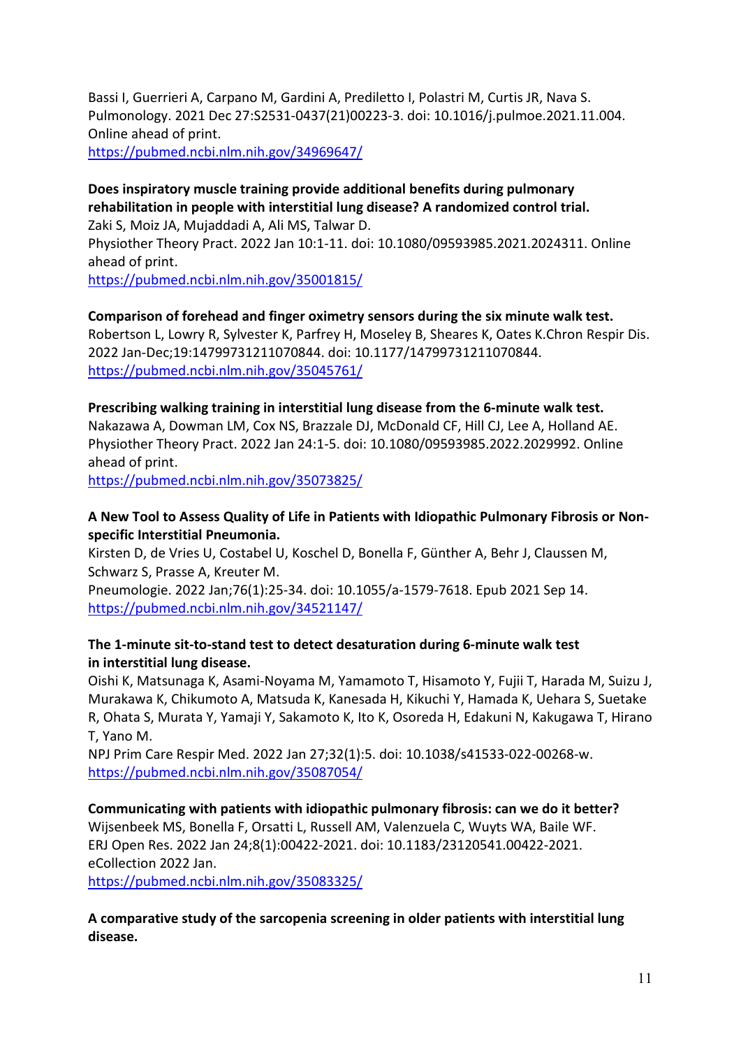Bassi I, Guerrieri A, Carpano M, Gardini A, Prediletto I, Polastri M, Curtis JR, Nava S.
Pulmonology. 2021 Dec 27:S2531-0437(21)00223-3. doi: 10.1016/j.pulmoe.2021.11.004. Online ahead of print.
https://pubmed.ncbi.nlm.nih.gov/34969647/

**Does inspiratory muscle training provide additional benefits during pulmonary rehabilitation in people with interstitial lung disease? A randomized control trial.**
Zaki S, Moiz JA, Mujaddadi A, Ali MS, Talwar D.
Physiother Theory Pract. 2022 Jan 10:1-11. doi: 10.1080/09593985.2021.2024311. Online ahead of print.
https://pubmed.ncbi.nlm.nih.gov/35001815/

**Comparison of forehead and finger oximetry sensors during the six minute walk test.**
Robertson L, Lowry R, Sylvester K, Parfrey H, Moseley B, Sheares K, Oates K.Chron Respir Dis. 2022 Jan-Dec;19:14799731211070844. doi: 10.1177/14799731211070844.
https://pubmed.ncbi.nlm.nih.gov/35045761/

**Prescribing walking training in interstitial lung disease from the 6-minute walk test.**
Nakazawa A, Dowman LM, Cox NS, Brazzale DJ, McDonald CF, Hill CJ, Lee A, Holland AE.
Physiother Theory Pract. 2022 Jan 24:1-5. doi: 10.1080/09593985.2022.2029992. Online ahead of print.
https://pubmed.ncbi.nlm.nih.gov/35073825/

**A New Tool to Assess Quality of Life in Patients with Idiopathic Pulmonary Fibrosis or Non-specific Interstitial Pneumonia.**
Kirsten D, de Vries U, Costabel U, Koschel D, Bonella F, Günther A, Behr J, Claussen M, Schwarz S, Prasse A, Kreuter M.
Pneumologie. 2022 Jan;76(1):25-34. doi: 10.1055/a-1579-7618. Epub 2021 Sep 14.
https://pubmed.ncbi.nlm.nih.gov/34521147/

**The 1-minute sit-to-stand test to detect desaturation during 6-minute walk test in interstitial lung disease.**
Oishi K, Matsunaga K, Asami-Noyama M, Yamamoto T, Hisamoto Y, Fujii T, Harada M, Suizu J, Murakawa K, Chikumoto A, Matsuda K, Kanesada H, Kikuchi Y, Hamada K, Uehara S, Suetake R, Ohata S, Murata Y, Yamaji Y, Sakamoto K, Ito K, Osoreda H, Edakuni N, Kakugawa T, Hirano T, Yano M.
NPJ Prim Care Respir Med. 2022 Jan 27;32(1):5. doi: 10.1038/s41533-022-00268-w.
https://pubmed.ncbi.nlm.nih.gov/35087054/

**Communicating with patients with idiopathic pulmonary fibrosis: can we do it better?**
Wijsenbeek MS, Bonella F, Orsatti L, Russell AM, Valenzuela C, Wuyts WA, Baile WF.
ERJ Open Res. 2022 Jan 24;8(1):00422-2021. doi: 10.1183/23120541.00422-2021. eCollection 2022 Jan.
https://pubmed.ncbi.nlm.nih.gov/35083325/

**A comparative study of the sarcopenia screening in older patients with interstitial lung disease.**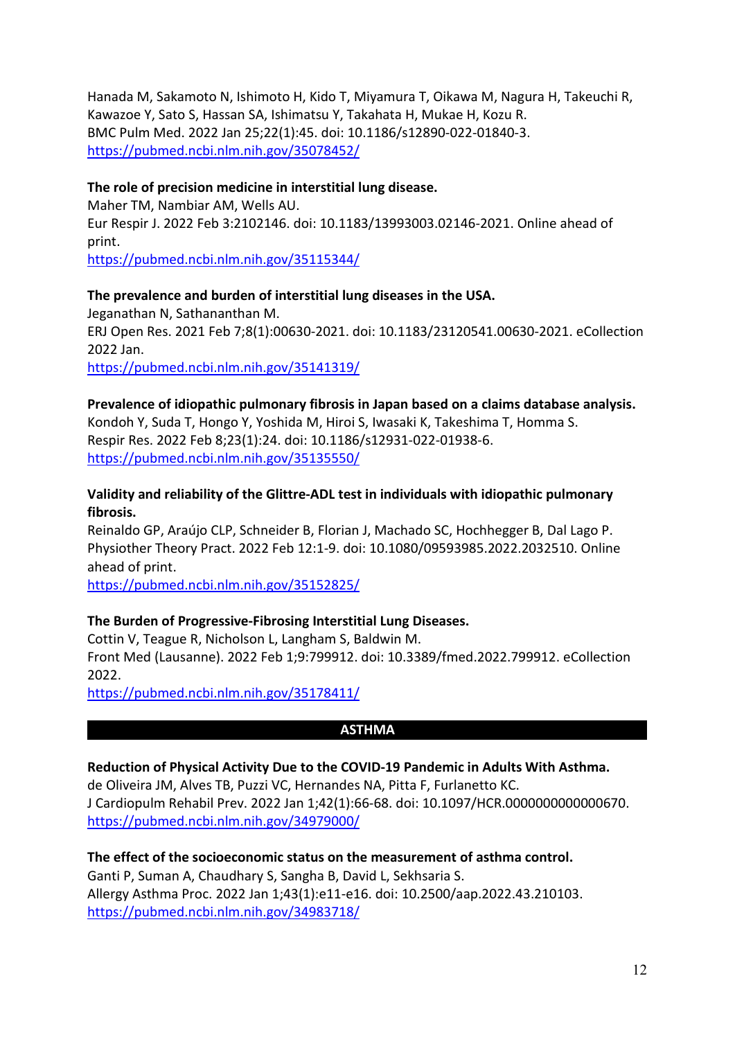Hanada M, Sakamoto N, Ishimoto H, Kido T, Miyamura T, Oikawa M, Nagura H, Takeuchi R, Kawazoe Y, Sato S, Hassan SA, Ishimatsu Y, Takahata H, Mukae H, Kozu R.
BMC Pulm Med. 2022 Jan 25;22(1):45. doi: 10.1186/s12890-022-01840-3.
https://pubmed.ncbi.nlm.nih.gov/35078452/

**The role of precision medicine in interstitial lung disease.**
Maher TM, Nambiar AM, Wells AU.
Eur Respir J. 2022 Feb 3:2102146. doi: 10.1183/13993003.02146-2021. Online ahead of print.
https://pubmed.ncbi.nlm.nih.gov/35115344/

**The prevalence and burden of interstitial lung diseases in the USA.**
Jeganathan N, Sathananthan M.
ERJ Open Res. 2021 Feb 7;8(1):00630-2021. doi: 10.1183/23120541.00630-2021. eCollection 2022 Jan.
https://pubmed.ncbi.nlm.nih.gov/35141319/

**Prevalence of idiopathic pulmonary fibrosis in Japan based on a claims database analysis.**
Kondoh Y, Suda T, Hongo Y, Yoshida M, Hiroi S, Iwasaki K, Takeshima T, Homma S.
Respir Res. 2022 Feb 8;23(1):24. doi: 10.1186/s12931-022-01938-6.
https://pubmed.ncbi.nlm.nih.gov/35135550/

**Validity and reliability of the Glittre-ADL test in individuals with idiopathic pulmonary fibrosis.**
Reinaldo GP, Araújo CLP, Schneider B, Florian J, Machado SC, Hochhegger B, Dal Lago P.
Physiother Theory Pract. 2022 Feb 12:1-9. doi: 10.1080/09593985.2022.2032510. Online ahead of print.
https://pubmed.ncbi.nlm.nih.gov/35152825/

**The Burden of Progressive-Fibrosing Interstitial Lung Diseases.**
Cottin V, Teague R, Nicholson L, Langham S, Baldwin M.
Front Med (Lausanne). 2022 Feb 1;9:799912. doi: 10.3389/fmed.2022.799912. eCollection 2022.
https://pubmed.ncbi.nlm.nih.gov/35178411/

## ASTHMA

**Reduction of Physical Activity Due to the COVID-19 Pandemic in Adults With Asthma.**
de Oliveira JM, Alves TB, Puzzi VC, Hernandes NA, Pitta F, Furlanetto KC.
J Cardiopulm Rehabil Prev. 2022 Jan 1;42(1):66-68. doi: 10.1097/HCR.0000000000000670.
https://pubmed.ncbi.nlm.nih.gov/34979000/

**The effect of the socioeconomic status on the measurement of asthma control.**
Ganti P, Suman A, Chaudhary S, Sangha B, David L, Sekhsaria S.
Allergy Asthma Proc. 2022 Jan 1;43(1):e11-e16. doi: 10.2500/aap.2022.43.210103.
https://pubmed.ncbi.nlm.nih.gov/34983718/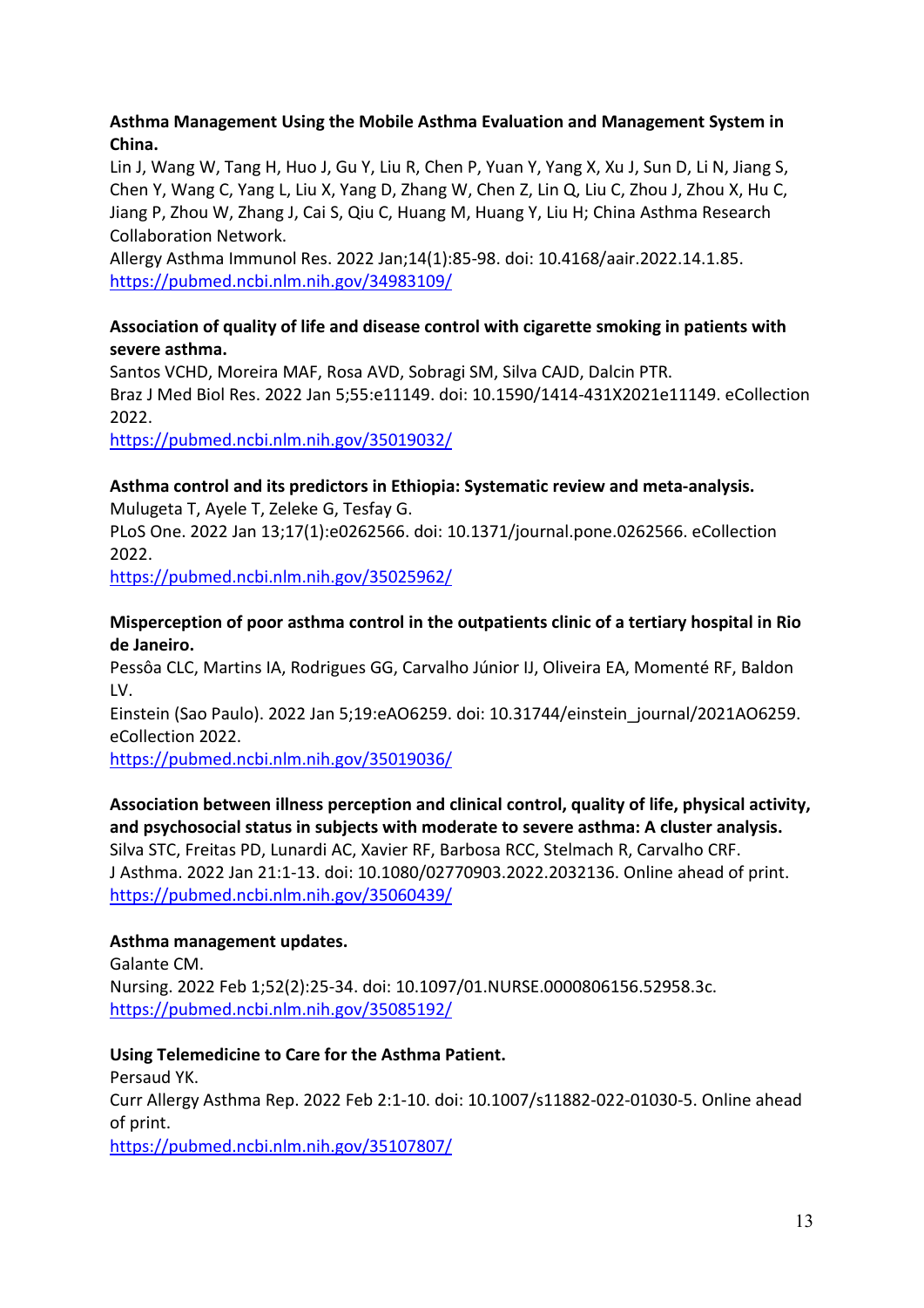**Asthma Management Using the Mobile Asthma Evaluation and Management System in China.**
Lin J, Wang W, Tang H, Huo J, Gu Y, Liu R, Chen P, Yuan Y, Yang X, Xu J, Sun D, Li N, Jiang S, Chen Y, Wang C, Yang L, Liu X, Yang D, Zhang W, Chen Z, Lin Q, Liu C, Zhou J, Zhou X, Hu C, Jiang P, Zhou W, Zhang J, Cai S, Qiu C, Huang M, Huang Y, Liu H; China Asthma Research Collaboration Network.
Allergy Asthma Immunol Res. 2022 Jan;14(1):85-98. doi: 10.4168/aair.2022.14.1.85.
https://pubmed.ncbi.nlm.nih.gov/34983109/

**Association of quality of life and disease control with cigarette smoking in patients with severe asthma.**
Santos VCHD, Moreira MAF, Rosa AVD, Sobragi SM, Silva CAJD, Dalcin PTR.
Braz J Med Biol Res. 2022 Jan 5;55:e11149. doi: 10.1590/1414-431X2021e11149. eCollection 2022.
https://pubmed.ncbi.nlm.nih.gov/35019032/

**Asthma control and its predictors in Ethiopia: Systematic review and meta-analysis.**
Mulugeta T, Ayele T, Zeleke G, Tesfay G.
PLoS One. 2022 Jan 13;17(1):e0262566. doi: 10.1371/journal.pone.0262566. eCollection 2022.
https://pubmed.ncbi.nlm.nih.gov/35025962/

**Misperception of poor asthma control in the outpatients clinic of a tertiary hospital in Rio de Janeiro.**
Pessôa CLC, Martins IA, Rodrigues GG, Carvalho Júnior IJ, Oliveira EA, Momenté RF, Baldon LV.
Einstein (Sao Paulo). 2022 Jan 5;19:eAO6259. doi: 10.31744/einstein_journal/2021AO6259. eCollection 2022.
https://pubmed.ncbi.nlm.nih.gov/35019036/

**Association between illness perception and clinical control, quality of life, physical activity, and psychosocial status in subjects with moderate to severe asthma: A cluster analysis.**
Silva STC, Freitas PD, Lunardi AC, Xavier RF, Barbosa RCC, Stelmach R, Carvalho CRF.
J Asthma. 2022 Jan 21:1-13. doi: 10.1080/02770903.2022.2032136. Online ahead of print.
https://pubmed.ncbi.nlm.nih.gov/35060439/

**Asthma management updates.**
Galante CM.
Nursing. 2022 Feb 1;52(2):25-34. doi: 10.1097/01.NURSE.0000806156.52958.3c.
https://pubmed.ncbi.nlm.nih.gov/35085192/

**Using Telemedicine to Care for the Asthma Patient.**
Persaud YK.
Curr Allergy Asthma Rep. 2022 Feb 2:1-10. doi: 10.1007/s11882-022-01030-5. Online ahead of print.
https://pubmed.ncbi.nlm.nih.gov/35107807/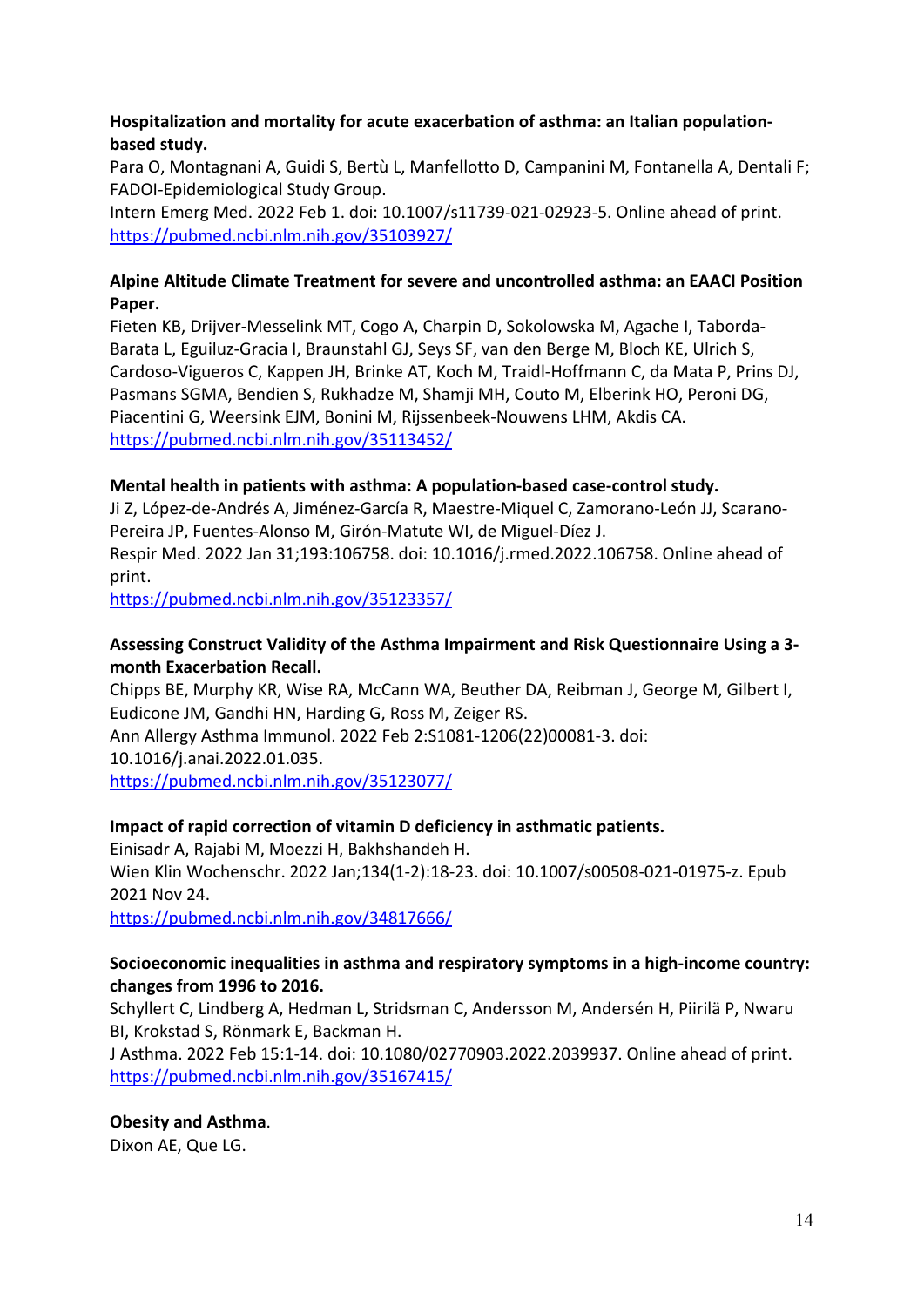**Hospitalization and mortality for acute exacerbation of asthma: an Italian population-based study.**
Para O, Montagnani A, Guidi S, Bertù L, Manfellotto D, Campanini M, Fontanella A, Dentali F; FADOI-Epidemiological Study Group.
Intern Emerg Med. 2022 Feb 1. doi: 10.1007/s11739-021-02923-5. Online ahead of print.
https://pubmed.ncbi.nlm.nih.gov/35103927/

**Alpine Altitude Climate Treatment for severe and uncontrolled asthma: an EAACI Position Paper.**
Fieten KB, Drijver-Messelink MT, Cogo A, Charpin D, Sokolowska M, Agache I, Taborda-Barata L, Eguiluz-Gracia I, Braunstahl GJ, Seys SF, van den Berge M, Bloch KE, Ulrich S, Cardoso-Vigueros C, Kappen JH, Brinke AT, Koch M, Traidl-Hoffmann C, da Mata P, Prins DJ, Pasmans SGMA, Bendien S, Rukhadze M, Shamji MH, Couto M, Elberink HO, Peroni DG, Piacentini G, Weersink EJM, Bonini M, Rijssenbeek-Nouwens LHM, Akdis CA.
https://pubmed.ncbi.nlm.nih.gov/35113452/

**Mental health in patients with asthma: A population-based case-control study.**
Ji Z, López-de-Andrés A, Jiménez-García R, Maestre-Miquel C, Zamorano-León JJ, Scarano-Pereira JP, Fuentes-Alonso M, Girón-Matute WI, de Miguel-Díez J.
Respir Med. 2022 Jan 31;193:106758. doi: 10.1016/j.rmed.2022.106758. Online ahead of print.
https://pubmed.ncbi.nlm.nih.gov/35123357/

**Assessing Construct Validity of the Asthma Impairment and Risk Questionnaire Using a 3-month Exacerbation Recall.**
Chipps BE, Murphy KR, Wise RA, McCann WA, Beuther DA, Reibman J, George M, Gilbert I, Eudicone JM, Gandhi HN, Harding G, Ross M, Zeiger RS.
Ann Allergy Asthma Immunol. 2022 Feb 2:S1081-1206(22)00081-3. doi: 10.1016/j.anai.2022.01.035.
https://pubmed.ncbi.nlm.nih.gov/35123077/

**Impact of rapid correction of vitamin D deficiency in asthmatic patients.**
Einisadr A, Rajabi M, Moezzi H, Bakhshandeh H.
Wien Klin Wochenschr. 2022 Jan;134(1-2):18-23. doi: 10.1007/s00508-021-01975-z. Epub 2021 Nov 24.
https://pubmed.ncbi.nlm.nih.gov/34817666/

**Socioeconomic inequalities in asthma and respiratory symptoms in a high-income country: changes from 1996 to 2016.**
Schyllert C, Lindberg A, Hedman L, Stridsman C, Andersson M, Andersén H, Piirilä P, Nwaru BI, Krokstad S, Rönmark E, Backman H.
J Asthma. 2022 Feb 15:1-14. doi: 10.1080/02770903.2022.2039937. Online ahead of print.
https://pubmed.ncbi.nlm.nih.gov/35167415/

**Obesity and Asthma**.
Dixon AE, Que LG.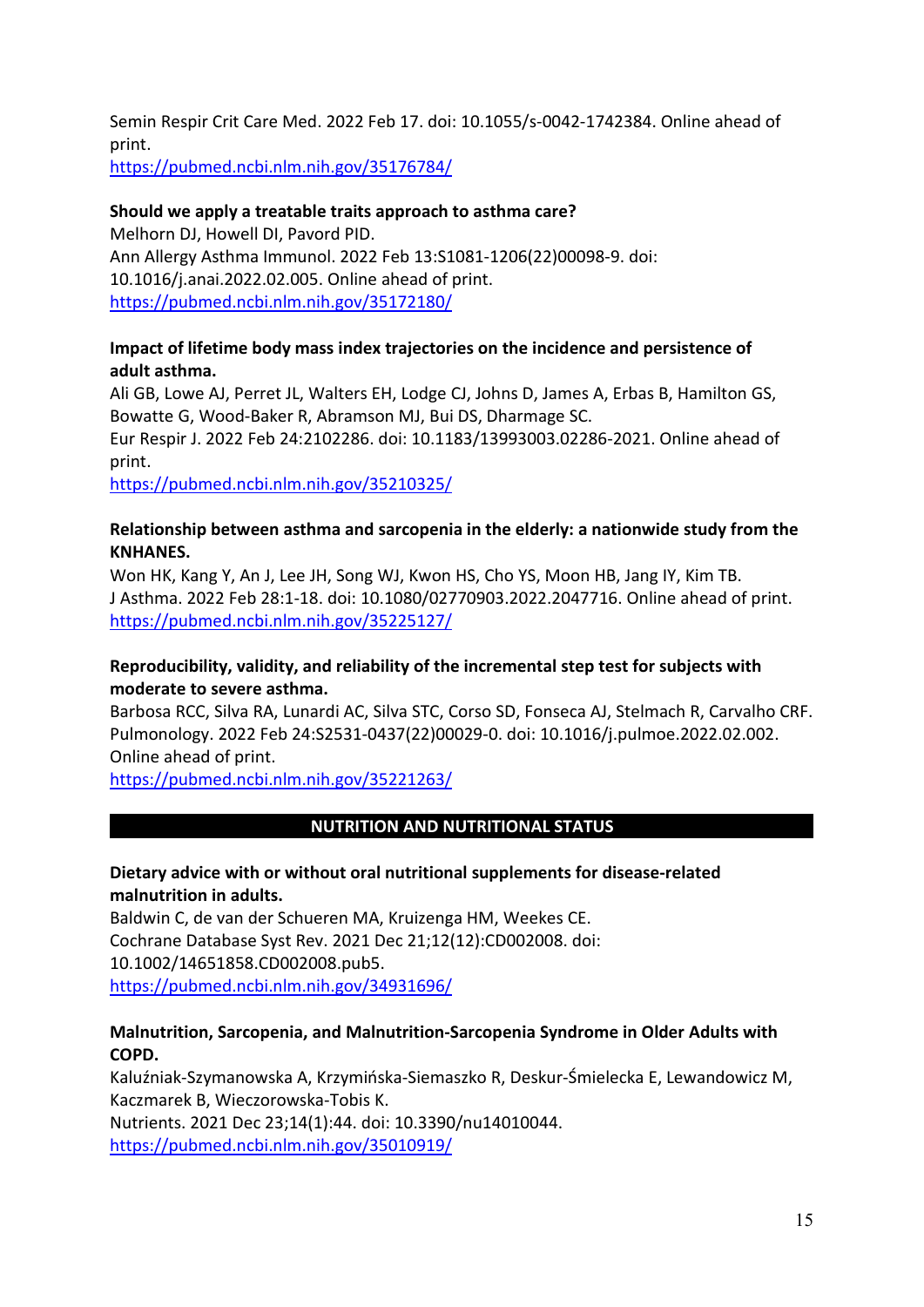Semin Respir Crit Care Med. 2022 Feb 17. doi: 10.1055/s-0042-1742384. Online ahead of print.
https://pubmed.ncbi.nlm.nih.gov/35176784/

**Should we apply a treatable traits approach to asthma care?**
Melhorn DJ, Howell DI, Pavord PID.
Ann Allergy Asthma Immunol. 2022 Feb 13:S1081-1206(22)00098-9. doi: 10.1016/j.anai.2022.02.005. Online ahead of print.
https://pubmed.ncbi.nlm.nih.gov/35172180/

**Impact of lifetime body mass index trajectories on the incidence and persistence of adult asthma.**
Ali GB, Lowe AJ, Perret JL, Walters EH, Lodge CJ, Johns D, James A, Erbas B, Hamilton GS, Bowatte G, Wood-Baker R, Abramson MJ, Bui DS, Dharmage SC.
Eur Respir J. 2022 Feb 24:2102286. doi: 10.1183/13993003.02286-2021. Online ahead of print.
https://pubmed.ncbi.nlm.nih.gov/35210325/

**Relationship between asthma and sarcopenia in the elderly: a nationwide study from the KNHANES.**
Won HK, Kang Y, An J, Lee JH, Song WJ, Kwon HS, Cho YS, Moon HB, Jang IY, Kim TB.
J Asthma. 2022 Feb 28:1-18. doi: 10.1080/02770903.2022.2047716. Online ahead of print.
https://pubmed.ncbi.nlm.nih.gov/35225127/

**Reproducibility, validity, and reliability of the incremental step test for subjects with moderate to severe asthma.**
Barbosa RCC, Silva RA, Lunardi AC, Silva STC, Corso SD, Fonseca AJ, Stelmach R, Carvalho CRF.
Pulmonology. 2022 Feb 24:S2531-0437(22)00029-0. doi: 10.1016/j.pulmoe.2022.02.002. Online ahead of print.
https://pubmed.ncbi.nlm.nih.gov/35221263/

## NUTRITION AND NUTRITIONAL STATUS

**Dietary advice with or without oral nutritional supplements for disease-related malnutrition in adults.**
Baldwin C, de van der Schueren MA, Kruizenga HM, Weekes CE.
Cochrane Database Syst Rev. 2021 Dec 21;12(12):CD002008. doi: 10.1002/14651858.CD002008.pub5.
https://pubmed.ncbi.nlm.nih.gov/34931696/

**Malnutrition, Sarcopenia, and Malnutrition-Sarcopenia Syndrome in Older Adults with COPD.**
Kaluźniak-Szymanowska A, Krzymińska-Siemaszko R, Deskur-Śmielecka E, Lewandowicz M, Kaczmarek B, Wieczorowska-Tobis K.
Nutrients. 2021 Dec 23;14(1):44. doi: 10.3390/nu14010044.
https://pubmed.ncbi.nlm.nih.gov/35010919/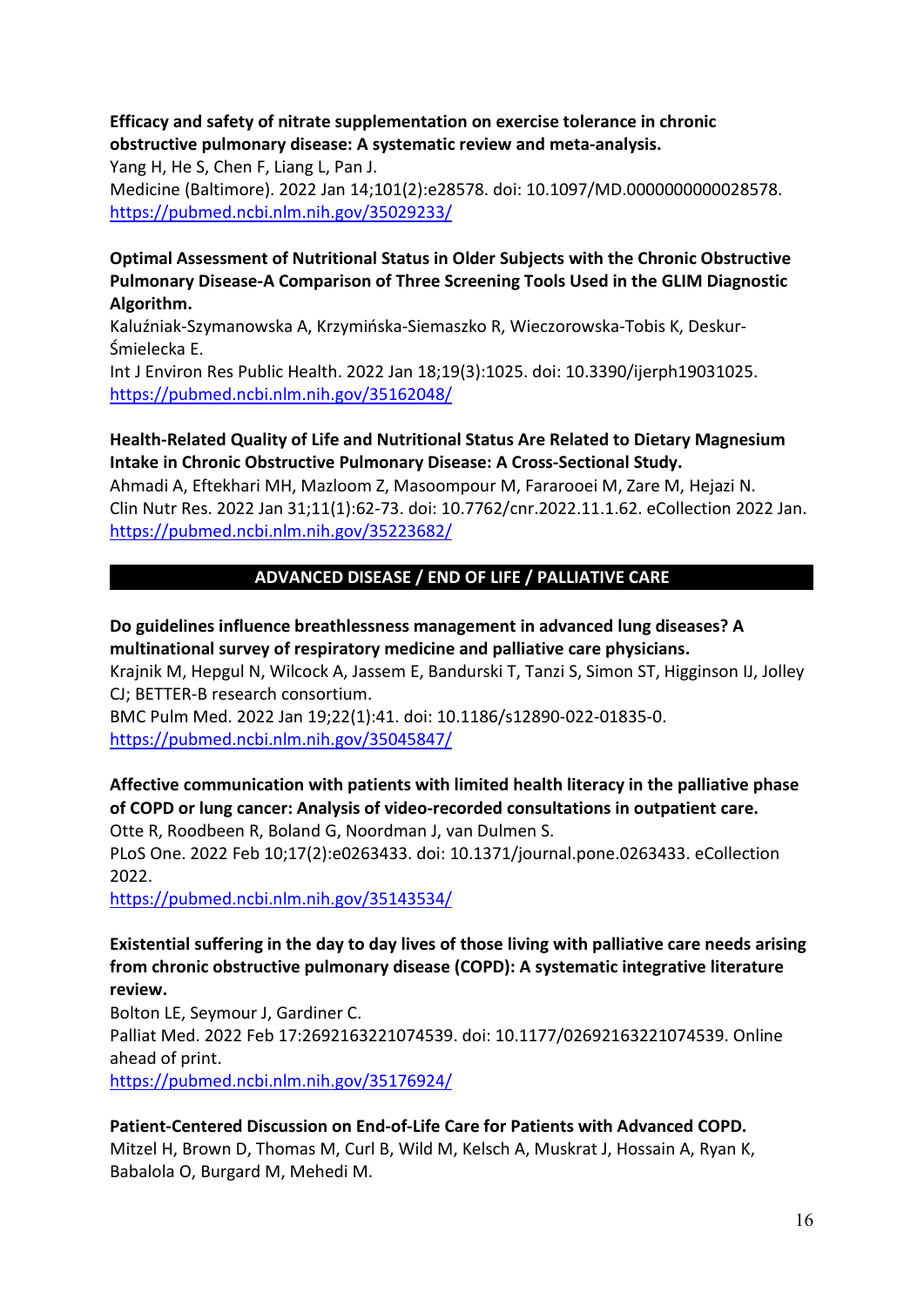**Efficacy and safety of nitrate supplementation on exercise tolerance in chronic obstructive pulmonary disease: A systematic review and meta-analysis.**
Yang H, He S, Chen F, Liang L, Pan J.
Medicine (Baltimore). 2022 Jan 14;101(2):e28578. doi: 10.1097/MD.0000000000028578.
https://pubmed.ncbi.nlm.nih.gov/35029233/

**Optimal Assessment of Nutritional Status in Older Subjects with the Chronic Obstructive Pulmonary Disease-A Comparison of Three Screening Tools Used in the GLIM Diagnostic Algorithm.**
Kaluźniak-Szymanowska A, Krzymińska-Siemaszko R, Wieczorowska-Tobis K, Deskur-Śmielecka E.
Int J Environ Res Public Health. 2022 Jan 18;19(3):1025. doi: 10.3390/ijerph19031025.
https://pubmed.ncbi.nlm.nih.gov/35162048/

**Health-Related Quality of Life and Nutritional Status Are Related to Dietary Magnesium Intake in Chronic Obstructive Pulmonary Disease: A Cross-Sectional Study.**
Ahmadi A, Eftekhari MH, Mazloom Z, Masoompour M, Fararooei M, Zare M, Hejazi N.
Clin Nutr Res. 2022 Jan 31;11(1):62-73. doi: 10.7762/cnr.2022.11.1.62. eCollection 2022 Jan.
https://pubmed.ncbi.nlm.nih.gov/35223682/

## ADVANCED DISEASE / END OF LIFE / PALLIATIVE CARE

**Do guidelines influence breathlessness management in advanced lung diseases? A multinational survey of respiratory medicine and palliative care physicians.**
Krajnik M, Hepgul N, Wilcock A, Jassem E, Bandurski T, Tanzi S, Simon ST, Higginson IJ, Jolley CJ; BETTER-B research consortium.
BMC Pulm Med. 2022 Jan 19;22(1):41. doi: 10.1186/s12890-022-01835-0.
https://pubmed.ncbi.nlm.nih.gov/35045847/

**Affective communication with patients with limited health literacy in the palliative phase of COPD or lung cancer: Analysis of video-recorded consultations in outpatient care.**
Otte R, Roodbeen R, Boland G, Noordman J, van Dulmen S.
PLoS One. 2022 Feb 10;17(2):e0263433. doi: 10.1371/journal.pone.0263433. eCollection 2022.
https://pubmed.ncbi.nlm.nih.gov/35143534/

**Existential suffering in the day to day lives of those living with palliative care needs arising from chronic obstructive pulmonary disease (COPD): A systematic integrative literature review.**
Bolton LE, Seymour J, Gardiner C.
Palliat Med. 2022 Feb 17:2692163221074539. doi: 10.1177/02692163221074539. Online ahead of print.
https://pubmed.ncbi.nlm.nih.gov/35176924/

**Patient-Centered Discussion on End-of-Life Care for Patients with Advanced COPD.**
Mitzel H, Brown D, Thomas M, Curl B, Wild M, Kelsch A, Muskrat J, Hossain A, Ryan K, Babalola O, Burgard M, Mehedi M.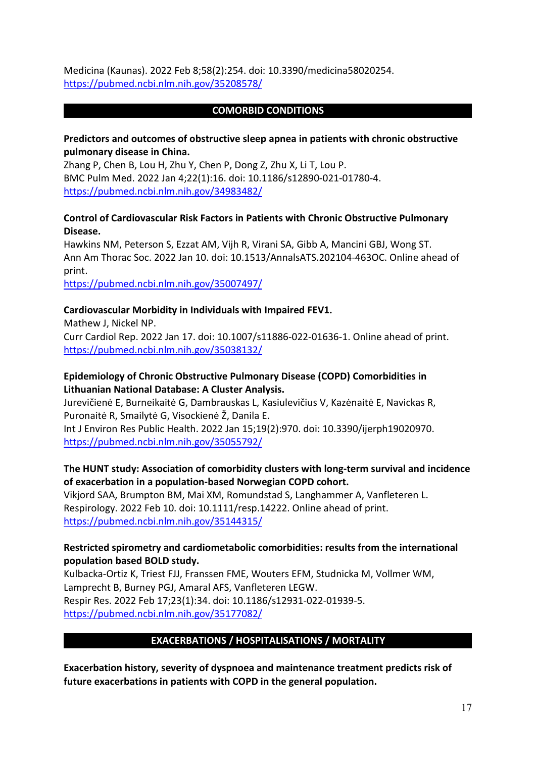Medicina (Kaunas). 2022 Feb 8;58(2):254. doi: 10.3390/medicina58020254.
https://pubmed.ncbi.nlm.nih.gov/35208578/

## COMORBID CONDITIONS

**Predictors and outcomes of obstructive sleep apnea in patients with chronic obstructive pulmonary disease in China.**
Zhang P, Chen B, Lou H, Zhu Y, Chen P, Dong Z, Zhu X, Li T, Lou P.
BMC Pulm Med. 2022 Jan 4;22(1):16. doi: 10.1186/s12890-021-01780-4.
https://pubmed.ncbi.nlm.nih.gov/34983482/

**Control of Cardiovascular Risk Factors in Patients with Chronic Obstructive Pulmonary Disease.**
Hawkins NM, Peterson S, Ezzat AM, Vijh R, Virani SA, Gibb A, Mancini GBJ, Wong ST.
Ann Am Thorac Soc. 2022 Jan 10. doi: 10.1513/AnnalsATS.202104-463OC. Online ahead of print.
https://pubmed.ncbi.nlm.nih.gov/35007497/

**Cardiovascular Morbidity in Individuals with Impaired FEV1.**
Mathew J, Nickel NP.
Curr Cardiol Rep. 2022 Jan 17. doi: 10.1007/s11886-022-01636-1. Online ahead of print.
https://pubmed.ncbi.nlm.nih.gov/35038132/

**Epidemiology of Chronic Obstructive Pulmonary Disease (COPD) Comorbidities in Lithuanian National Database: A Cluster Analysis.**
Jurevičienė E, Burneikaitė G, Dambrauskas L, Kasiulevičius V, Kazėnaitė E, Navickas R, Puronaitė R, Smailytė G, Visockienė Ž, Danila E.
Int J Environ Res Public Health. 2022 Jan 15;19(2):970. doi: 10.3390/ijerph19020970.
https://pubmed.ncbi.nlm.nih.gov/35055792/

**The HUNT study: Association of comorbidity clusters with long-term survival and incidence of exacerbation in a population-based Norwegian COPD cohort.**
Vikjord SAA, Brumpton BM, Mai XM, Romundstad S, Langhammer A, Vanfleteren L.
Respirology. 2022 Feb 10. doi: 10.1111/resp.14222. Online ahead of print.
https://pubmed.ncbi.nlm.nih.gov/35144315/

**Restricted spirometry and cardiometabolic comorbidities: results from the international population based BOLD study.**
Kulbacka-Ortiz K, Triest FJJ, Franssen FME, Wouters EFM, Studnicka M, Vollmer WM, Lamprecht B, Burney PGJ, Amaral AFS, Vanfleteren LEGW.
Respir Res. 2022 Feb 17;23(1):34. doi: 10.1186/s12931-022-01939-5.
https://pubmed.ncbi.nlm.nih.gov/35177082/

## EXACERBATIONS / HOSPITALISATIONS / MORTALITY

**Exacerbation history, severity of dyspnoea and maintenance treatment predicts risk of future exacerbations in patients with COPD in the general population.**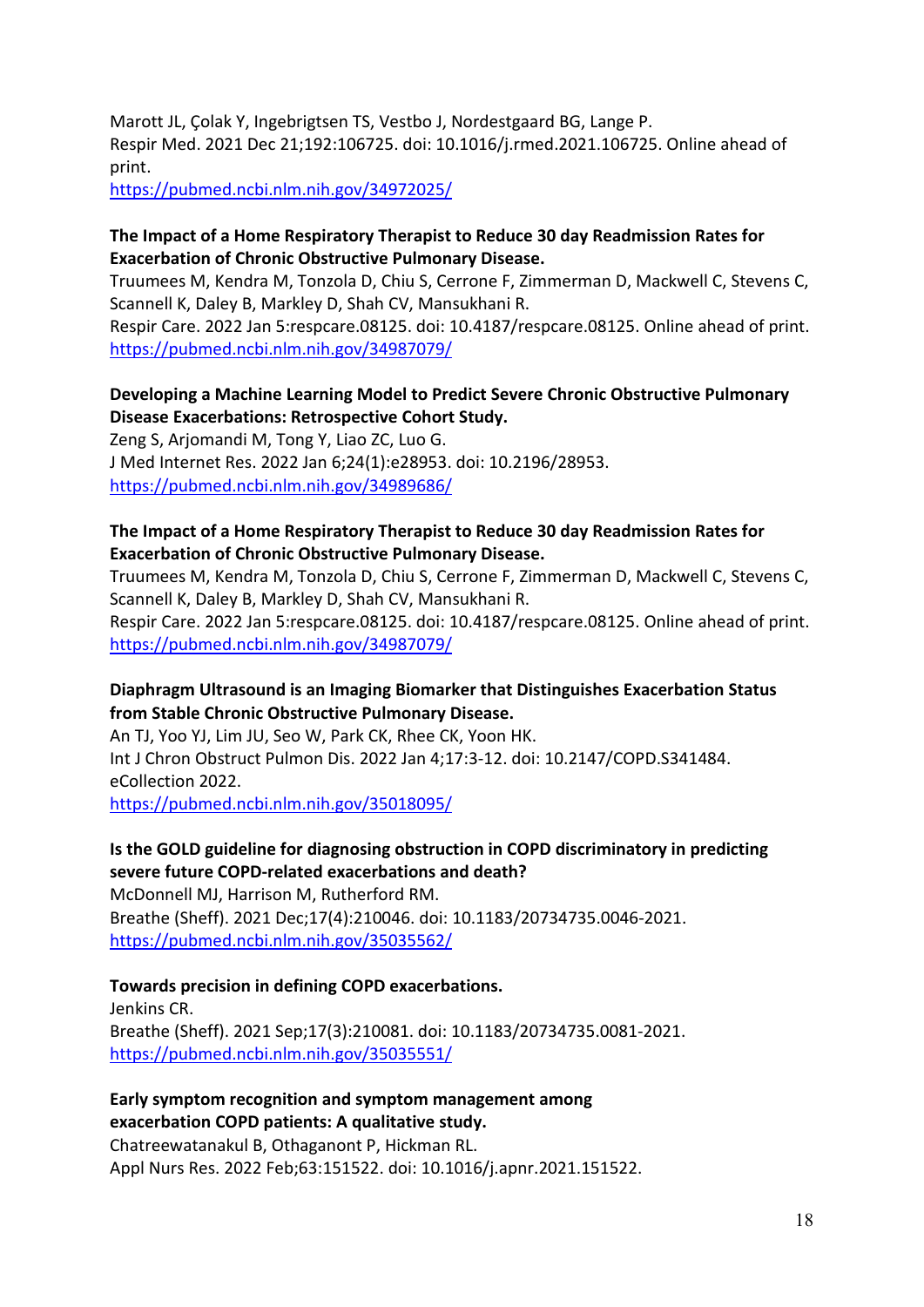Marott JL, Çolak Y, Ingebrigtsen TS, Vestbo J, Nordestgaard BG, Lange P.
Respir Med. 2021 Dec 21;192:106725. doi: 10.1016/j.rmed.2021.106725. Online ahead of print.
https://pubmed.ncbi.nlm.nih.gov/34972025/

**The Impact of a Home Respiratory Therapist to Reduce 30 day Readmission Rates for Exacerbation of Chronic Obstructive Pulmonary Disease.**
Truumees M, Kendra M, Tonzola D, Chiu S, Cerrone F, Zimmerman D, Mackwell C, Stevens C, Scannell K, Daley B, Markley D, Shah CV, Mansukhani R.
Respir Care. 2022 Jan 5:respcare.08125. doi: 10.4187/respcare.08125. Online ahead of print.
https://pubmed.ncbi.nlm.nih.gov/34987079/

**Developing a Machine Learning Model to Predict Severe Chronic Obstructive Pulmonary Disease Exacerbations: Retrospective Cohort Study.**
Zeng S, Arjomandi M, Tong Y, Liao ZC, Luo G.
J Med Internet Res. 2022 Jan 6;24(1):e28953. doi: 10.2196/28953.
https://pubmed.ncbi.nlm.nih.gov/34989686/

**The Impact of a Home Respiratory Therapist to Reduce 30 day Readmission Rates for Exacerbation of Chronic Obstructive Pulmonary Disease.**
Truumees M, Kendra M, Tonzola D, Chiu S, Cerrone F, Zimmerman D, Mackwell C, Stevens C, Scannell K, Daley B, Markley D, Shah CV, Mansukhani R.
Respir Care. 2022 Jan 5:respcare.08125. doi: 10.4187/respcare.08125. Online ahead of print.
https://pubmed.ncbi.nlm.nih.gov/34987079/

**Diaphragm Ultrasound is an Imaging Biomarker that Distinguishes Exacerbation Status from Stable Chronic Obstructive Pulmonary Disease.**
An TJ, Yoo YJ, Lim JU, Seo W, Park CK, Rhee CK, Yoon HK.
Int J Chron Obstruct Pulmon Dis. 2022 Jan 4;17:3-12. doi: 10.2147/COPD.S341484. eCollection 2022.
https://pubmed.ncbi.nlm.nih.gov/35018095/

**Is the GOLD guideline for diagnosing obstruction in COPD discriminatory in predicting severe future COPD-related exacerbations and death?**
McDonnell MJ, Harrison M, Rutherford RM.
Breathe (Sheff). 2021 Dec;17(4):210046. doi: 10.1183/20734735.0046-2021.
https://pubmed.ncbi.nlm.nih.gov/35035562/

**Towards precision in defining COPD exacerbations.**
Jenkins CR.
Breathe (Sheff). 2021 Sep;17(3):210081. doi: 10.1183/20734735.0081-2021.
https://pubmed.ncbi.nlm.nih.gov/35035551/

**Early symptom recognition and symptom management among exacerbation COPD patients: A qualitative study.**
Chatreewatanakul B, Othaganont P, Hickman RL.
Appl Nurs Res. 2022 Feb;63:151522. doi: 10.1016/j.apnr.2021.151522.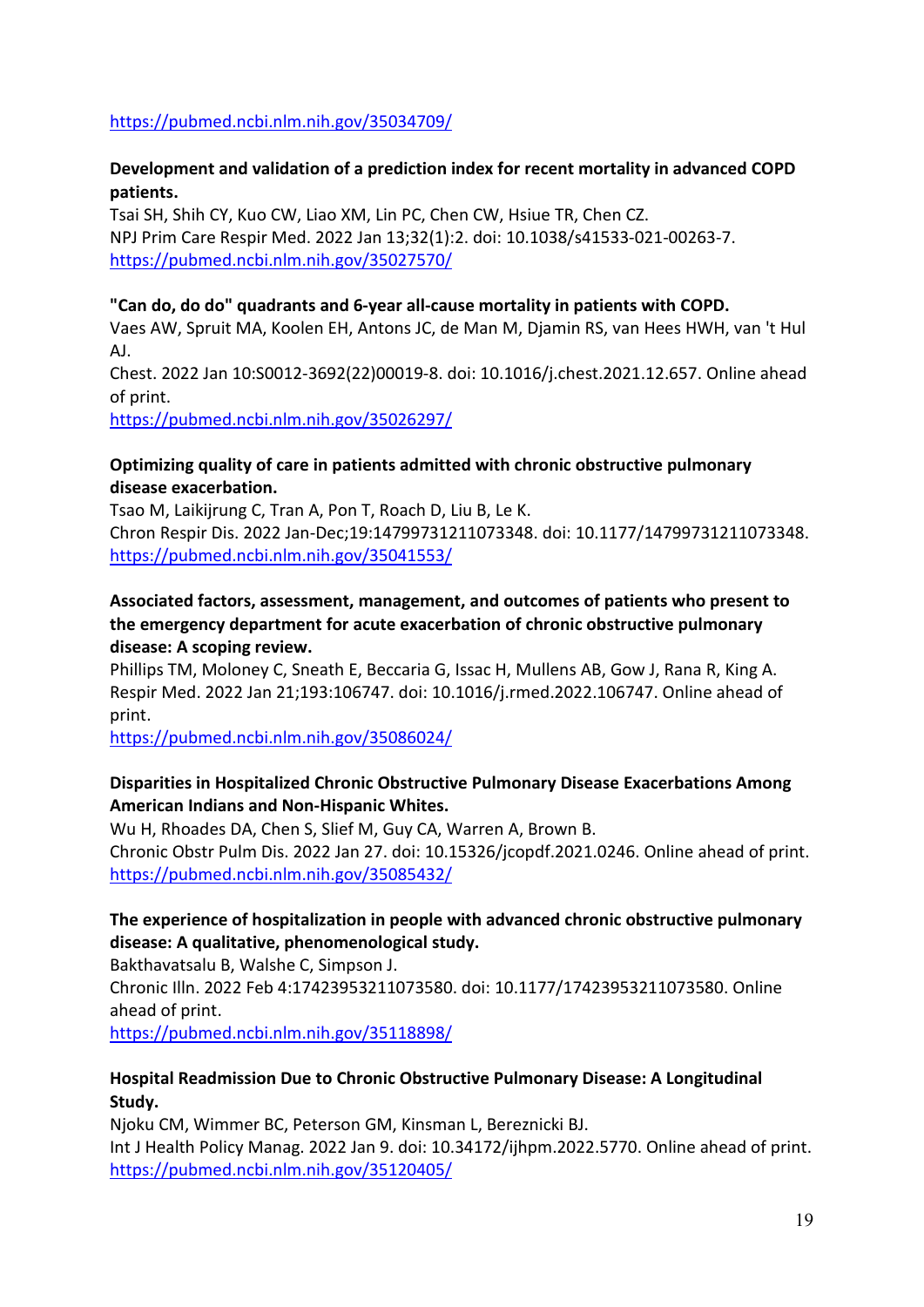https://pubmed.ncbi.nlm.nih.gov/35034709/

**Development and validation of a prediction index for recent mortality in advanced COPD patients.**
Tsai SH, Shih CY, Kuo CW, Liao XM, Lin PC, Chen CW, Hsiue TR, Chen CZ.
NPJ Prim Care Respir Med. 2022 Jan 13;32(1):2. doi: 10.1038/s41533-021-00263-7.
https://pubmed.ncbi.nlm.nih.gov/35027570/

**"Can do, do do" quadrants and 6-year all-cause mortality in patients with COPD.**
Vaes AW, Spruit MA, Koolen EH, Antons JC, de Man M, Djamin RS, van Hees HWH, van 't Hul AJ.
Chest. 2022 Jan 10:S0012-3692(22)00019-8. doi: 10.1016/j.chest.2021.12.657. Online ahead of print.
https://pubmed.ncbi.nlm.nih.gov/35026297/

**Optimizing quality of care in patients admitted with chronic obstructive pulmonary disease exacerbation.**
Tsao M, Laikijrung C, Tran A, Pon T, Roach D, Liu B, Le K.
Chron Respir Dis. 2022 Jan-Dec;19:14799731211073348. doi: 10.1177/14799731211073348.
https://pubmed.ncbi.nlm.nih.gov/35041553/

**Associated factors, assessment, management, and outcomes of patients who present to the emergency department for acute exacerbation of chronic obstructive pulmonary disease: A scoping review.**
Phillips TM, Moloney C, Sneath E, Beccaria G, Issac H, Mullens AB, Gow J, Rana R, King A.
Respir Med. 2022 Jan 21;193:106747. doi: 10.1016/j.rmed.2022.106747. Online ahead of print.
https://pubmed.ncbi.nlm.nih.gov/35086024/

**Disparities in Hospitalized Chronic Obstructive Pulmonary Disease Exacerbations Among American Indians and Non-Hispanic Whites.**
Wu H, Rhoades DA, Chen S, Slief M, Guy CA, Warren A, Brown B.
Chronic Obstr Pulm Dis. 2022 Jan 27. doi: 10.15326/jcopdf.2021.0246. Online ahead of print.
https://pubmed.ncbi.nlm.nih.gov/35085432/

**The experience of hospitalization in people with advanced chronic obstructive pulmonary disease: A qualitative, phenomenological study.**
Bakthavatsalu B, Walshe C, Simpson J.
Chronic Illn. 2022 Feb 4:17423953211073580. doi: 10.1177/17423953211073580. Online ahead of print.
https://pubmed.ncbi.nlm.nih.gov/35118898/

**Hospital Readmission Due to Chronic Obstructive Pulmonary Disease: A Longitudinal Study.**
Njoku CM, Wimmer BC, Peterson GM, Kinsman L, Bereznicki BJ.
Int J Health Policy Manag. 2022 Jan 9. doi: 10.34172/ijhpm.2022.5770. Online ahead of print.
https://pubmed.ncbi.nlm.nih.gov/35120405/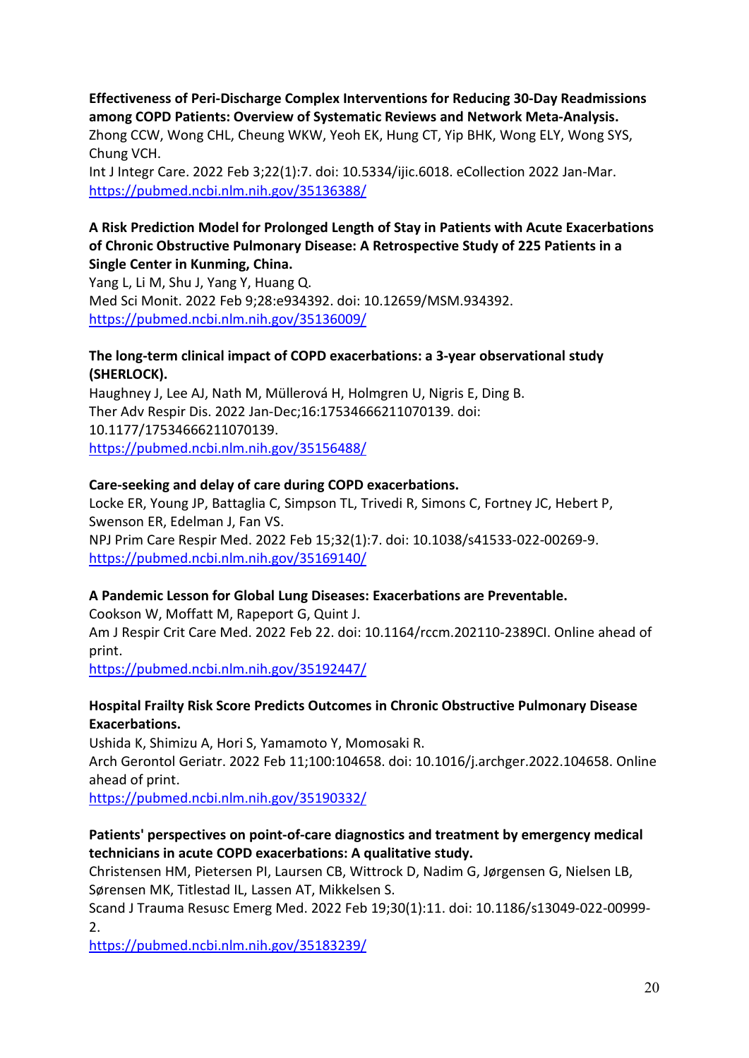**Effectiveness of Peri-Discharge Complex Interventions for Reducing 30-Day Readmissions among COPD Patients: Overview of Systematic Reviews and Network Meta-Analysis.**
Zhong CCW, Wong CHL, Cheung WKW, Yeoh EK, Hung CT, Yip BHK, Wong ELY, Wong SYS, Chung VCH.
Int J Integr Care. 2022 Feb 3;22(1):7. doi: 10.5334/ijic.6018. eCollection 2022 Jan-Mar.
https://pubmed.ncbi.nlm.nih.gov/35136388/

**A Risk Prediction Model for Prolonged Length of Stay in Patients with Acute Exacerbations of Chronic Obstructive Pulmonary Disease: A Retrospective Study of 225 Patients in a Single Center in Kunming, China.**
Yang L, Li M, Shu J, Yang Y, Huang Q.
Med Sci Monit. 2022 Feb 9;28:e934392. doi: 10.12659/MSM.934392.
https://pubmed.ncbi.nlm.nih.gov/35136009/

**The long-term clinical impact of COPD exacerbations: a 3-year observational study (SHERLOCK).**
Haughney J, Lee AJ, Nath M, Müllerová H, Holmgren U, Nigris E, Ding B.
Ther Adv Respir Dis. 2022 Jan-Dec;16:17534666211070139. doi: 10.1177/17534666211070139.
https://pubmed.ncbi.nlm.nih.gov/35156488/

**Care-seeking and delay of care during COPD exacerbations.**
Locke ER, Young JP, Battaglia C, Simpson TL, Trivedi R, Simons C, Fortney JC, Hebert P, Swenson ER, Edelman J, Fan VS.
NPJ Prim Care Respir Med. 2022 Feb 15;32(1):7. doi: 10.1038/s41533-022-00269-9.
https://pubmed.ncbi.nlm.nih.gov/35169140/

**A Pandemic Lesson for Global Lung Diseases: Exacerbations are Preventable.**
Cookson W, Moffatt M, Rapeport G, Quint J.
Am J Respir Crit Care Med. 2022 Feb 22. doi: 10.1164/rccm.202110-2389CI. Online ahead of print.
https://pubmed.ncbi.nlm.nih.gov/35192447/

**Hospital Frailty Risk Score Predicts Outcomes in Chronic Obstructive Pulmonary Disease Exacerbations.**
Ushida K, Shimizu A, Hori S, Yamamoto Y, Momosaki R.
Arch Gerontol Geriatr. 2022 Feb 11;100:104658. doi: 10.1016/j.archger.2022.104658. Online ahead of print.
https://pubmed.ncbi.nlm.nih.gov/35190332/

**Patients' perspectives on point-of-care diagnostics and treatment by emergency medical technicians in acute COPD exacerbations: A qualitative study.**
Christensen HM, Pietersen PI, Laursen CB, Wittrock D, Nadim G, Jørgensen G, Nielsen LB, Sørensen MK, Titlestad IL, Lassen AT, Mikkelsen S.
Scand J Trauma Resusc Emerg Med. 2022 Feb 19;30(1):11. doi: 10.1186/s13049-022-00999-2.
https://pubmed.ncbi.nlm.nih.gov/35183239/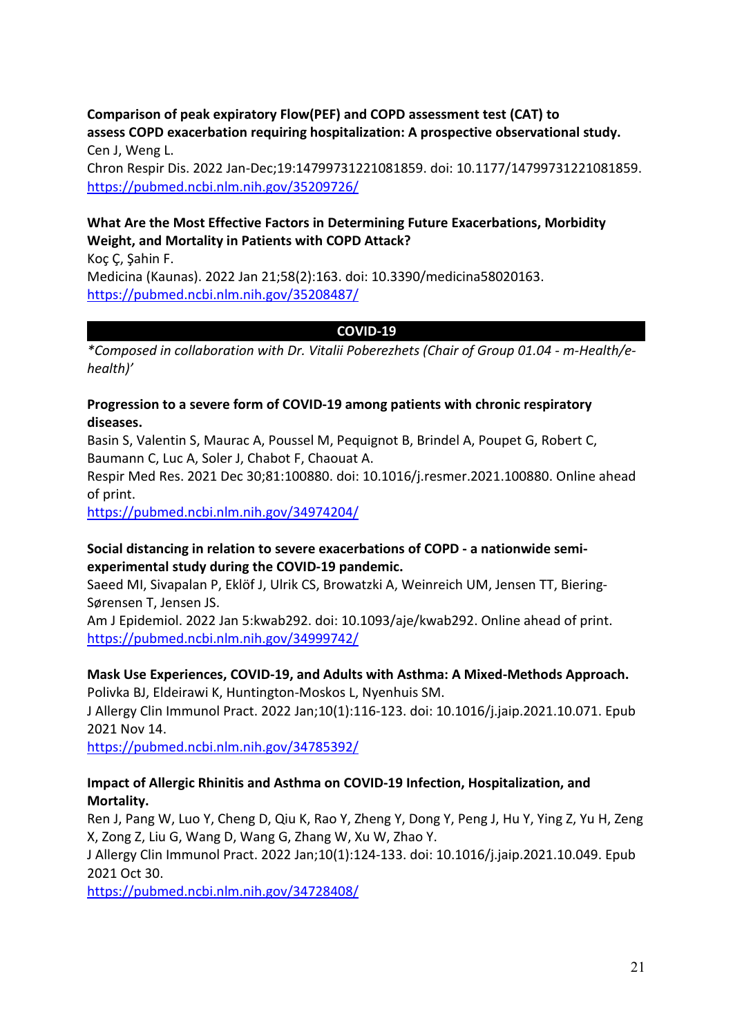**Comparison of peak expiratory Flow(PEF) and COPD assessment test (CAT) to assess COPD exacerbation requiring hospitalization: A prospective observational study.**
Cen J, Weng L.
Chron Respir Dis. 2022 Jan-Dec;19:14799731221081859. doi: 10.1177/14799731221081859.
https://pubmed.ncbi.nlm.nih.gov/35209726/

**What Are the Most Effective Factors in Determining Future Exacerbations, Morbidity Weight, and Mortality in Patients with COPD Attack?**
Koç Ç, Şahin F.
Medicina (Kaunas). 2022 Jan 21;58(2):163. doi: 10.3390/medicina58020163.
https://pubmed.ncbi.nlm.nih.gov/35208487/

## COVID-19

*\*Composed in collaboration with Dr. Vitalii Poberezhets (Chair of Group 01.04 - m-Health/e-health)'*

**Progression to a severe form of COVID-19 among patients with chronic respiratory diseases.**
Basin S, Valentin S, Maurac A, Poussel M, Pequignot B, Brindel A, Poupet G, Robert C, Baumann C, Luc A, Soler J, Chabot F, Chaouat A.
Respir Med Res. 2021 Dec 30;81:100880. doi: 10.1016/j.resmer.2021.100880. Online ahead of print.
https://pubmed.ncbi.nlm.nih.gov/34974204/

**Social distancing in relation to severe exacerbations of COPD - a nationwide semi-experimental study during the COVID-19 pandemic.**
Saeed MI, Sivapalan P, Eklöf J, Ulrik CS, Browatzki A, Weinreich UM, Jensen TT, Biering-Sørensen T, Jensen JS.
Am J Epidemiol. 2022 Jan 5:kwab292. doi: 10.1093/aje/kwab292. Online ahead of print.
https://pubmed.ncbi.nlm.nih.gov/34999742/

**Mask Use Experiences, COVID-19, and Adults with Asthma: A Mixed-Methods Approach.**
Polivka BJ, Eldeirawi K, Huntington-Moskos L, Nyenhuis SM.
J Allergy Clin Immunol Pract. 2022 Jan;10(1):116-123. doi: 10.1016/j.jaip.2021.10.071. Epub 2021 Nov 14.
https://pubmed.ncbi.nlm.nih.gov/34785392/

**Impact of Allergic Rhinitis and Asthma on COVID-19 Infection, Hospitalization, and Mortality.**
Ren J, Pang W, Luo Y, Cheng D, Qiu K, Rao Y, Zheng Y, Dong Y, Peng J, Hu Y, Ying Z, Yu H, Zeng X, Zong Z, Liu G, Wang D, Wang G, Zhang W, Xu W, Zhao Y.
J Allergy Clin Immunol Pract. 2022 Jan;10(1):124-133. doi: 10.1016/j.jaip.2021.10.049. Epub 2021 Oct 30.
https://pubmed.ncbi.nlm.nih.gov/34728408/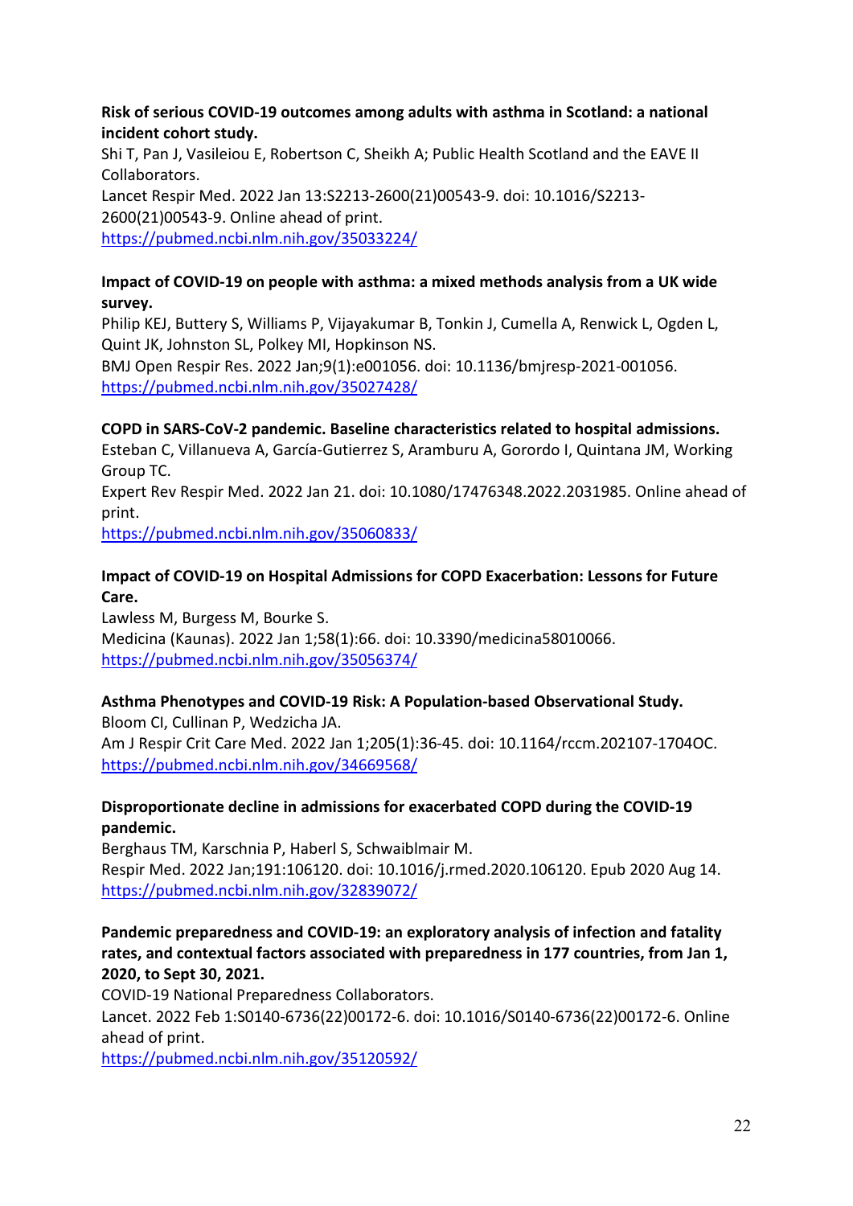**Risk of serious COVID-19 outcomes among adults with asthma in Scotland: a national incident cohort study.**
Shi T, Pan J, Vasileiou E, Robertson C, Sheikh A; Public Health Scotland and the EAVE II Collaborators.
Lancet Respir Med. 2022 Jan 13:S2213-2600(21)00543-9. doi: 10.1016/S2213-2600(21)00543-9. Online ahead of print.
https://pubmed.ncbi.nlm.nih.gov/35033224/

**Impact of COVID-19 on people with asthma: a mixed methods analysis from a UK wide survey.**
Philip KEJ, Buttery S, Williams P, Vijayakumar B, Tonkin J, Cumella A, Renwick L, Ogden L, Quint JK, Johnston SL, Polkey MI, Hopkinson NS.
BMJ Open Respir Res. 2022 Jan;9(1):e001056. doi: 10.1136/bmjresp-2021-001056.
https://pubmed.ncbi.nlm.nih.gov/35027428/

**COPD in SARS-CoV-2 pandemic. Baseline characteristics related to hospital admissions.**
Esteban C, Villanueva A, García-Gutierrez S, Aramburu A, Gorordo I, Quintana JM, Working Group TC.
Expert Rev Respir Med. 2022 Jan 21. doi: 10.1080/17476348.2022.2031985. Online ahead of print.
https://pubmed.ncbi.nlm.nih.gov/35060833/

**Impact of COVID-19 on Hospital Admissions for COPD Exacerbation: Lessons for Future Care.**
Lawless M, Burgess M, Bourke S.
Medicina (Kaunas). 2022 Jan 1;58(1):66. doi: 10.3390/medicina58010066.
https://pubmed.ncbi.nlm.nih.gov/35056374/

**Asthma Phenotypes and COVID-19 Risk: A Population-based Observational Study.**
Bloom CI, Cullinan P, Wedzicha JA.
Am J Respir Crit Care Med. 2022 Jan 1;205(1):36-45. doi: 10.1164/rccm.202107-1704OC.
https://pubmed.ncbi.nlm.nih.gov/34669568/

**Disproportionate decline in admissions for exacerbated COPD during the COVID-19 pandemic.**
Berghaus TM, Karschnia P, Haberl S, Schwaiblmair M.
Respir Med. 2022 Jan;191:106120. doi: 10.1016/j.rmed.2020.106120. Epub 2020 Aug 14.
https://pubmed.ncbi.nlm.nih.gov/32839072/

**Pandemic preparedness and COVID-19: an exploratory analysis of infection and fatality rates, and contextual factors associated with preparedness in 177 countries, from Jan 1, 2020, to Sept 30, 2021.**
COVID-19 National Preparedness Collaborators.
Lancet. 2022 Feb 1:S0140-6736(22)00172-6. doi: 10.1016/S0140-6736(22)00172-6. Online ahead of print.
https://pubmed.ncbi.nlm.nih.gov/35120592/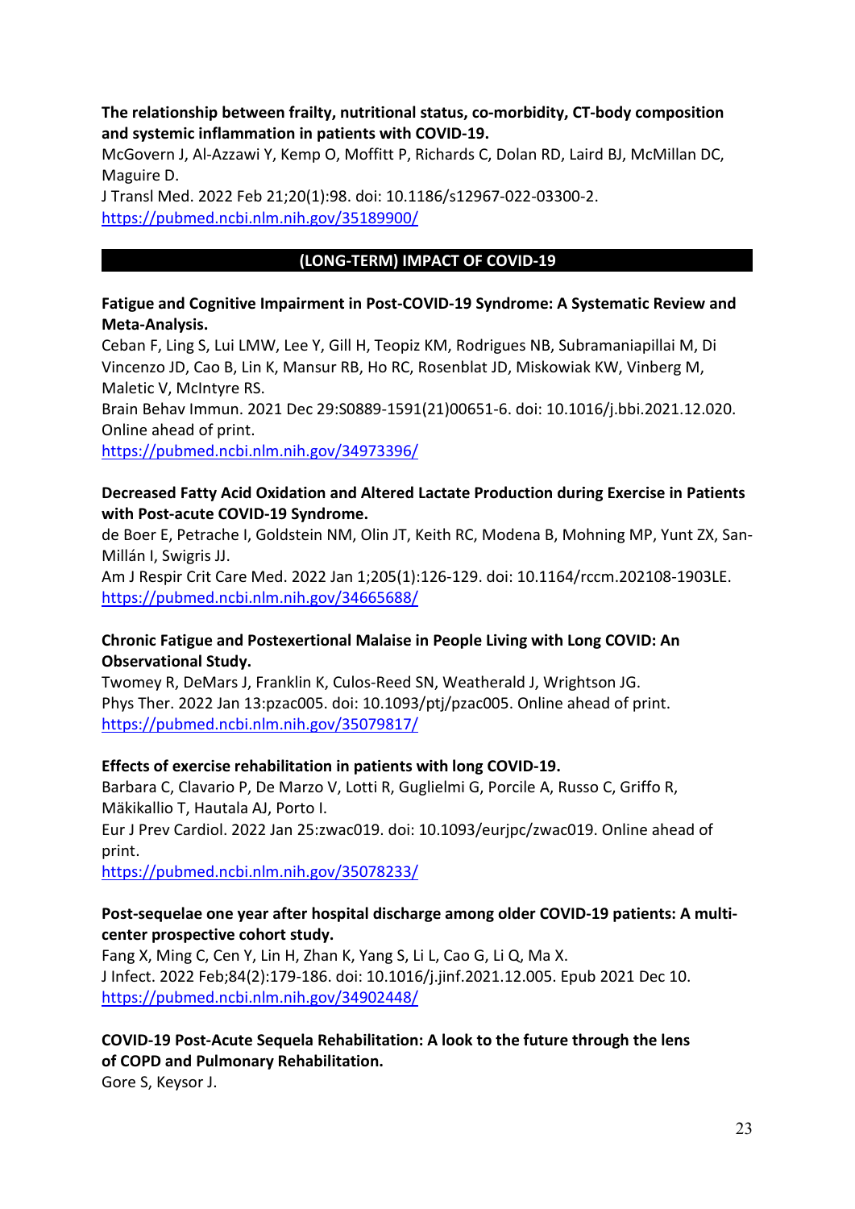**The relationship between frailty, nutritional status, co-morbidity, CT-body composition and systemic inflammation in patients with COVID-19.**
McGovern J, Al-Azzawi Y, Kemp O, Moffitt P, Richards C, Dolan RD, Laird BJ, McMillan DC, Maguire D.
J Transl Med. 2022 Feb 21;20(1):98. doi: 10.1186/s12967-022-03300-2.
https://pubmed.ncbi.nlm.nih.gov/35189900/

## (LONG-TERM) IMPACT OF COVID-19

**Fatigue and Cognitive Impairment in Post-COVID-19 Syndrome: A Systematic Review and Meta-Analysis.**
Ceban F, Ling S, Lui LMW, Lee Y, Gill H, Teopiz KM, Rodrigues NB, Subramaniapillai M, Di Vincenzo JD, Cao B, Lin K, Mansur RB, Ho RC, Rosenblat JD, Miskowiak KW, Vinberg M, Maletic V, McIntyre RS.
Brain Behav Immun. 2021 Dec 29:S0889-1591(21)00651-6. doi: 10.1016/j.bbi.2021.12.020. Online ahead of print.
https://pubmed.ncbi.nlm.nih.gov/34973396/

**Decreased Fatty Acid Oxidation and Altered Lactate Production during Exercise in Patients with Post-acute COVID-19 Syndrome.**
de Boer E, Petrache I, Goldstein NM, Olin JT, Keith RC, Modena B, Mohning MP, Yunt ZX, San-Millán I, Swigris JJ.
Am J Respir Crit Care Med. 2022 Jan 1;205(1):126-129. doi: 10.1164/rccm.202108-1903LE.
https://pubmed.ncbi.nlm.nih.gov/34665688/

**Chronic Fatigue and Postexertional Malaise in People Living with Long COVID: An Observational Study.**
Twomey R, DeMars J, Franklin K, Culos-Reed SN, Weatherald J, Wrightson JG.
Phys Ther. 2022 Jan 13:pzac005. doi: 10.1093/ptj/pzac005. Online ahead of print.
https://pubmed.ncbi.nlm.nih.gov/35079817/

**Effects of exercise rehabilitation in patients with long COVID-19.**
Barbara C, Clavario P, De Marzo V, Lotti R, Guglielmi G, Porcile A, Russo C, Griffo R, Mäkikallio T, Hautala AJ, Porto I.
Eur J Prev Cardiol. 2022 Jan 25:zwac019. doi: 10.1093/eurjpc/zwac019. Online ahead of print.
https://pubmed.ncbi.nlm.nih.gov/35078233/

**Post-sequelae one year after hospital discharge among older COVID-19 patients: A multi-center prospective cohort study.**
Fang X, Ming C, Cen Y, Lin H, Zhan K, Yang S, Li L, Cao G, Li Q, Ma X.
J Infect. 2022 Feb;84(2):179-186. doi: 10.1016/j.jinf.2021.12.005. Epub 2021 Dec 10.
https://pubmed.ncbi.nlm.nih.gov/34902448/

**COVID-19 Post-Acute Sequela Rehabilitation: A look to the future through the lens of COPD and Pulmonary Rehabilitation.**
Gore S, Keysor J.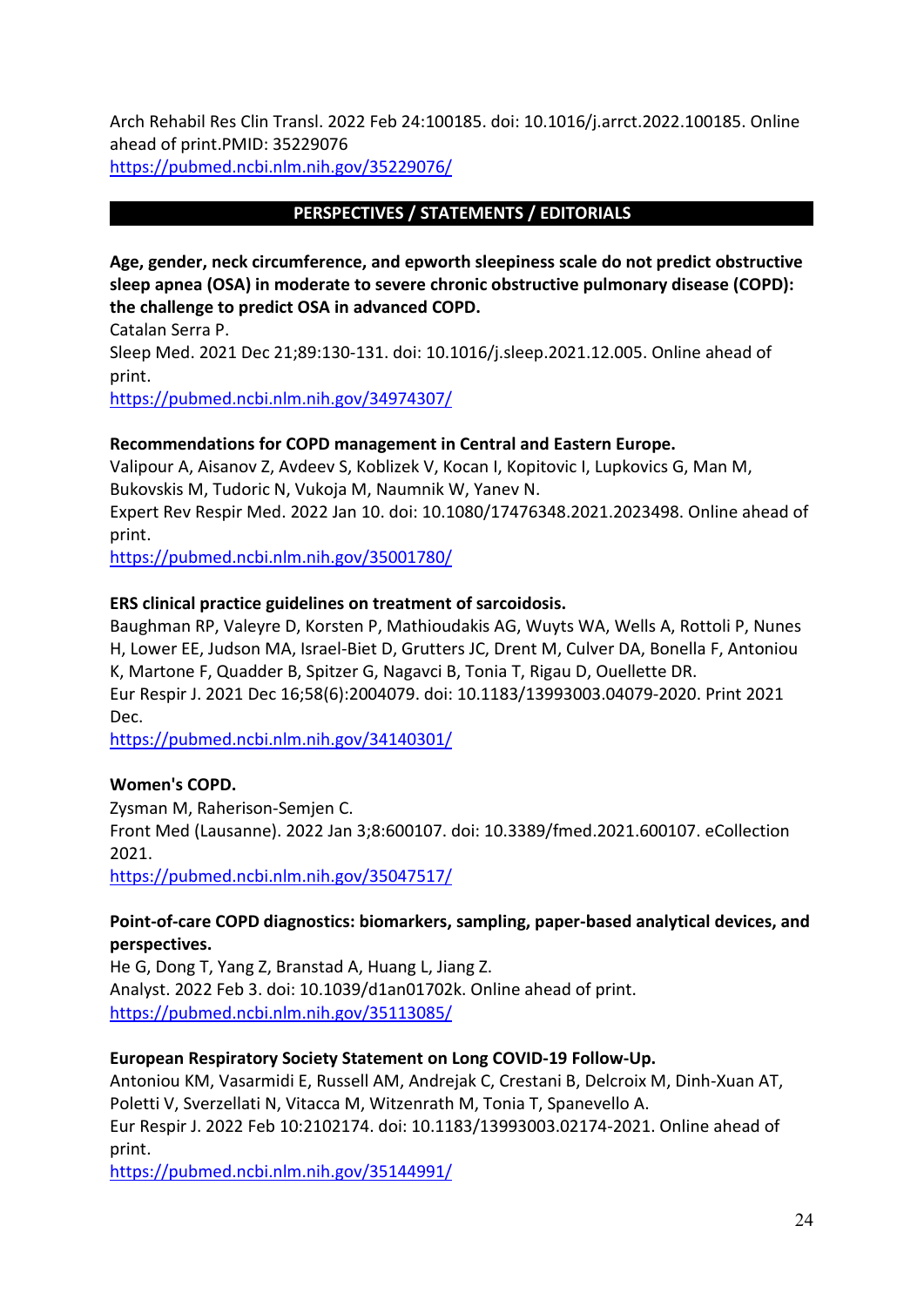Arch Rehabil Res Clin Transl. 2022 Feb 24:100185. doi: 10.1016/j.arrct.2022.100185. Online ahead of print.PMID: 35229076
https://pubmed.ncbi.nlm.nih.gov/35229076/

## PERSPECTIVES / STATEMENTS / EDITORIALS

**Age, gender, neck circumference, and epworth sleepiness scale do not predict obstructive sleep apnea (OSA) in moderate to severe chronic obstructive pulmonary disease (COPD): the challenge to predict OSA in advanced COPD.**
Catalan Serra P.
Sleep Med. 2021 Dec 21;89:130-131. doi: 10.1016/j.sleep.2021.12.005. Online ahead of print.
https://pubmed.ncbi.nlm.nih.gov/34974307/

**Recommendations for COPD management in Central and Eastern Europe.**
Valipour A, Aisanov Z, Avdeev S, Koblizek V, Kocan I, Kopitovic I, Lupkovics G, Man M, Bukovskis M, Tudoric N, Vukoja M, Naumnik W, Yanev N.
Expert Rev Respir Med. 2022 Jan 10. doi: 10.1080/17476348.2021.2023498. Online ahead of print.
https://pubmed.ncbi.nlm.nih.gov/35001780/

**ERS clinical practice guidelines on treatment of sarcoidosis.**
Baughman RP, Valeyre D, Korsten P, Mathioudakis AG, Wuyts WA, Wells A, Rottoli P, Nunes H, Lower EE, Judson MA, Israel-Biet D, Grutters JC, Drent M, Culver DA, Bonella F, Antoniou K, Martone F, Quadder B, Spitzer G, Nagavci B, Tonia T, Rigau D, Ouellette DR.
Eur Respir J. 2021 Dec 16;58(6):2004079. doi: 10.1183/13993003.04079-2020. Print 2021 Dec.
https://pubmed.ncbi.nlm.nih.gov/34140301/

**Women's COPD.**
Zysman M, Raherison-Semjen C.
Front Med (Lausanne). 2022 Jan 3;8:600107. doi: 10.3389/fmed.2021.600107. eCollection 2021.
https://pubmed.ncbi.nlm.nih.gov/35047517/

**Point-of-care COPD diagnostics: biomarkers, sampling, paper-based analytical devices, and perspectives.**
He G, Dong T, Yang Z, Branstad A, Huang L, Jiang Z.
Analyst. 2022 Feb 3. doi: 10.1039/d1an01702k. Online ahead of print.
https://pubmed.ncbi.nlm.nih.gov/35113085/

**European Respiratory Society Statement on Long COVID-19 Follow-Up.**
Antoniou KM, Vasarmidi E, Russell AM, Andrejak C, Crestani B, Delcroix M, Dinh-Xuan AT, Poletti V, Sverzellati N, Vitacca M, Witzenrath M, Tonia T, Spanevello A.
Eur Respir J. 2022 Feb 10:2102174. doi: 10.1183/13993003.02174-2021. Online ahead of print.
https://pubmed.ncbi.nlm.nih.gov/35144991/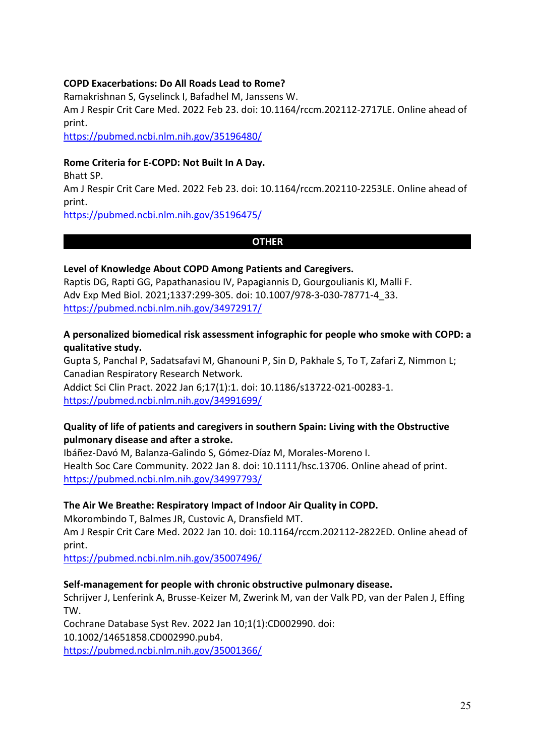**COPD Exacerbations: Do All Roads Lead to Rome?**
Ramakrishnan S, Gyselinck I, Bafadhel M, Janssens W.
Am J Respir Crit Care Med. 2022 Feb 23. doi: 10.1164/rccm.202112-2717LE. Online ahead of print.
https://pubmed.ncbi.nlm.nih.gov/35196480/

**Rome Criteria for E-COPD: Not Built In A Day.**
Bhatt SP.
Am J Respir Crit Care Med. 2022 Feb 23. doi: 10.1164/rccm.202110-2253LE. Online ahead of print.
https://pubmed.ncbi.nlm.nih.gov/35196475/

## OTHER

**Level of Knowledge About COPD Among Patients and Caregivers.**
Raptis DG, Rapti GG, Papathanasiou IV, Papagiannis D, Gourgoulianis KI, Malli F.
Adv Exp Med Biol. 2021;1337:299-305. doi: 10.1007/978-3-030-78771-4_33.
https://pubmed.ncbi.nlm.nih.gov/34972917/

**A personalized biomedical risk assessment infographic for people who smoke with COPD: a qualitative study.**
Gupta S, Panchal P, Sadatsafavi M, Ghanouni P, Sin D, Pakhale S, To T, Zafari Z, Nimmon L; Canadian Respiratory Research Network.
Addict Sci Clin Pract. 2022 Jan 6;17(1):1. doi: 10.1186/s13722-021-00283-1.
https://pubmed.ncbi.nlm.nih.gov/34991699/

**Quality of life of patients and caregivers in southern Spain: Living with the Obstructive pulmonary disease and after a stroke.**
Ibáñez-Davó M, Balanza-Galindo S, Gómez-Díaz M, Morales-Moreno I.
Health Soc Care Community. 2022 Jan 8. doi: 10.1111/hsc.13706. Online ahead of print.
https://pubmed.ncbi.nlm.nih.gov/34997793/

**The Air We Breathe: Respiratory Impact of Indoor Air Quality in COPD.**
Mkorombindo T, Balmes JR, Custovic A, Dransfield MT.
Am J Respir Crit Care Med. 2022 Jan 10. doi: 10.1164/rccm.202112-2822ED. Online ahead of print.
https://pubmed.ncbi.nlm.nih.gov/35007496/

**Self-management for people with chronic obstructive pulmonary disease.**
Schrijver J, Lenferink A, Brusse-Keizer M, Zwerink M, van der Valk PD, van der Palen J, Effing TW.
Cochrane Database Syst Rev. 2022 Jan 10;1(1):CD002990. doi: 10.1002/14651858.CD002990.pub4.
https://pubmed.ncbi.nlm.nih.gov/35001366/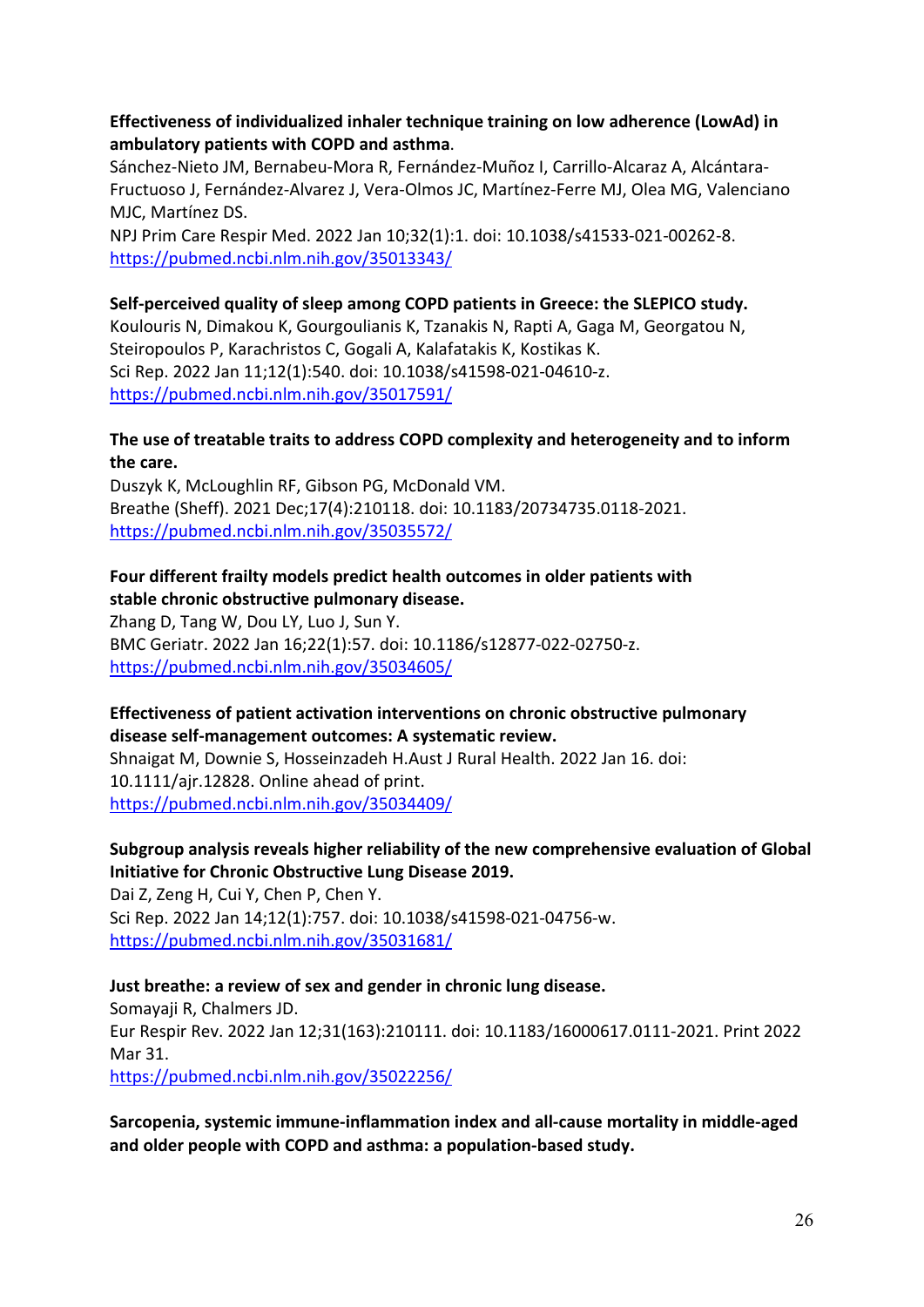**Effectiveness of individualized inhaler technique training on low adherence (LowAd) in ambulatory patients with COPD and asthma**.

Sánchez-Nieto JM, Bernabeu-Mora R, Fernández-Muñoz I, Carrillo-Alcaraz A, Alcántara-Fructuoso J, Fernández-Alvarez J, Vera-Olmos JC, Martínez-Ferre MJ, Olea MG, Valenciano MJC, Martínez DS.

NPJ Prim Care Respir Med. 2022 Jan 10;32(1):1. doi: 10.1038/s41533-021-00262-8.

https://pubmed.ncbi.nlm.nih.gov/35013343/

**Self-perceived quality of sleep among COPD patients in Greece: the SLEPICO study.**

Koulouris N, Dimakou K, Gourgoulianis K, Tzanakis N, Rapti A, Gaga M, Georgatou N, Steiropoulos P, Karachristos C, Gogali A, Kalafatakis K, Kostikas K.

Sci Rep. 2022 Jan 11;12(1):540. doi: 10.1038/s41598-021-04610-z.

https://pubmed.ncbi.nlm.nih.gov/35017591/

**The use of treatable traits to address COPD complexity and heterogeneity and to inform the care.**

Duszyk K, McLoughlin RF, Gibson PG, McDonald VM.

Breathe (Sheff). 2021 Dec;17(4):210118. doi: 10.1183/20734735.0118-2021.

https://pubmed.ncbi.nlm.nih.gov/35035572/

**Four different frailty models predict health outcomes in older patients with stable chronic obstructive pulmonary disease.**

Zhang D, Tang W, Dou LY, Luo J, Sun Y.

BMC Geriatr. 2022 Jan 16;22(1):57. doi: 10.1186/s12877-022-02750-z.

https://pubmed.ncbi.nlm.nih.gov/35034605/

**Effectiveness of patient activation interventions on chronic obstructive pulmonary disease self-management outcomes: A systematic review.**

Shnaigat M, Downie S, Hosseinzadeh H.Aust J Rural Health. 2022 Jan 16. doi: 10.1111/ajr.12828. Online ahead of print.

https://pubmed.ncbi.nlm.nih.gov/35034409/

**Subgroup analysis reveals higher reliability of the new comprehensive evaluation of Global Initiative for Chronic Obstructive Lung Disease 2019.**

Dai Z, Zeng H, Cui Y, Chen P, Chen Y.

Sci Rep. 2022 Jan 14;12(1):757. doi: 10.1038/s41598-021-04756-w.

https://pubmed.ncbi.nlm.nih.gov/35031681/

**Just breathe: a review of sex and gender in chronic lung disease.**

Somayaji R, Chalmers JD.

Eur Respir Rev. 2022 Jan 12;31(163):210111. doi: 10.1183/16000617.0111-2021. Print 2022 Mar 31.

https://pubmed.ncbi.nlm.nih.gov/35022256/

**Sarcopenia, systemic immune-inflammation index and all-cause mortality in middle-aged and older people with COPD and asthma: a population-based study.**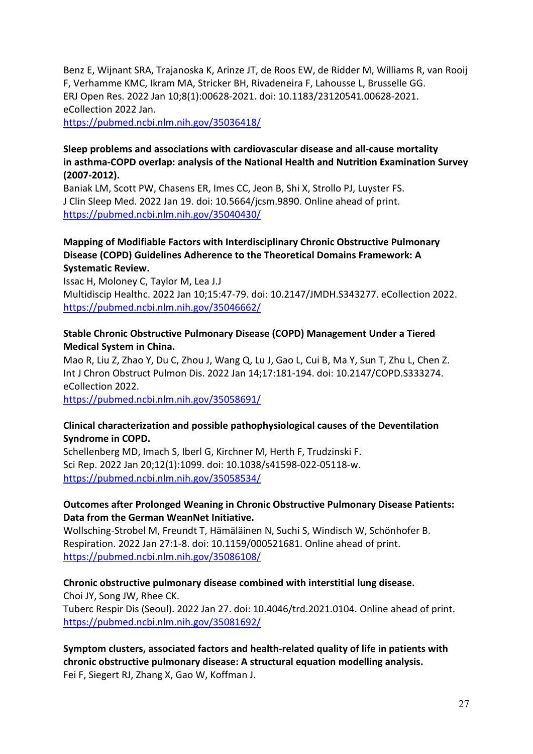Benz E, Wijnant SRA, Trajanoska K, Arinze JT, de Roos EW, de Ridder M, Williams R, van Rooij F, Verhamme KMC, Ikram MA, Stricker BH, Rivadeneira F, Lahousse L, Brusselle GG.
ERJ Open Res. 2022 Jan 10;8(1):00628-2021. doi: 10.1183/23120541.00628-2021. eCollection 2022 Jan.
https://pubmed.ncbi.nlm.nih.gov/35036418/

**Sleep problems and associations with cardiovascular disease and all-cause mortality in asthma-COPD overlap: analysis of the National Health and Nutrition Examination Survey (2007-2012).**
Baniak LM, Scott PW, Chasens ER, Imes CC, Jeon B, Shi X, Strollo PJ, Luyster FS.
J Clin Sleep Med. 2022 Jan 19. doi: 10.5664/jcsm.9890. Online ahead of print.
https://pubmed.ncbi.nlm.nih.gov/35040430/

**Mapping of Modifiable Factors with Interdisciplinary Chronic Obstructive Pulmonary Disease (COPD) Guidelines Adherence to the Theoretical Domains Framework: A Systematic Review.**
Issac H, Moloney C, Taylor M, Lea J.J
Multidiscip Healthc. 2022 Jan 10;15:47-79. doi: 10.2147/JMDH.S343277. eCollection 2022.
https://pubmed.ncbi.nlm.nih.gov/35046662/

**Stable Chronic Obstructive Pulmonary Disease (COPD) Management Under a Tiered Medical System in China.**
Mao R, Liu Z, Zhao Y, Du C, Zhou J, Wang Q, Lu J, Gao L, Cui B, Ma Y, Sun T, Zhu L, Chen Z.
Int J Chron Obstruct Pulmon Dis. 2022 Jan 14;17:181-194. doi: 10.2147/COPD.S333274. eCollection 2022.
https://pubmed.ncbi.nlm.nih.gov/35058691/

**Clinical characterization and possible pathophysiological causes of the Deventilation Syndrome in COPD.**
Schellenberg MD, Imach S, Iberl G, Kirchner M, Herth F, Trudzinski F.
Sci Rep. 2022 Jan 20;12(1):1099. doi: 10.1038/s41598-022-05118-w.
https://pubmed.ncbi.nlm.nih.gov/35058534/

**Outcomes after Prolonged Weaning in Chronic Obstructive Pulmonary Disease Patients: Data from the German WeanNet Initiative.**
Wollsching-Strobel M, Freundt T, Hämäläinen N, Suchi S, Windisch W, Schönhofer B.
Respiration. 2022 Jan 27:1-8. doi: 10.1159/000521681. Online ahead of print.
https://pubmed.ncbi.nlm.nih.gov/35086108/

**Chronic obstructive pulmonary disease combined with interstitial lung disease.**
Choi JY, Song JW, Rhee CK.
Tuberc Respir Dis (Seoul). 2022 Jan 27. doi: 10.4046/trd.2021.0104. Online ahead of print.
https://pubmed.ncbi.nlm.nih.gov/35081692/

**Symptom clusters, associated factors and health-related quality of life in patients with chronic obstructive pulmonary disease: A structural equation modelling analysis.**
Fei F, Siegert RJ, Zhang X, Gao W, Koffman J.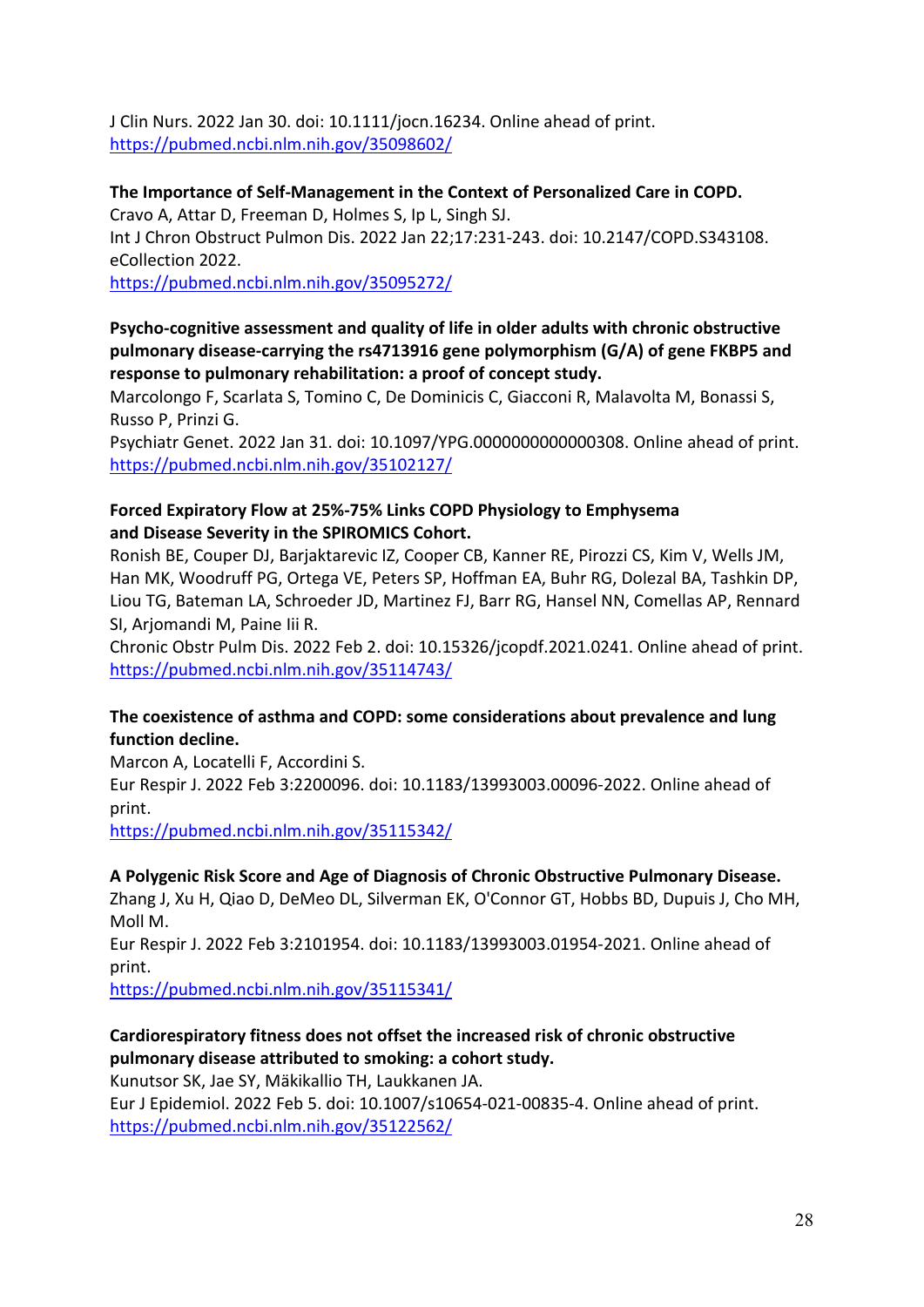J Clin Nurs. 2022 Jan 30. doi: 10.1111/jocn.16234. Online ahead of print.
https://pubmed.ncbi.nlm.nih.gov/35098602/

**The Importance of Self-Management in the Context of Personalized Care in COPD.**
Cravo A, Attar D, Freeman D, Holmes S, Ip L, Singh SJ.
Int J Chron Obstruct Pulmon Dis. 2022 Jan 22;17:231-243. doi: 10.2147/COPD.S343108. eCollection 2022.
https://pubmed.ncbi.nlm.nih.gov/35095272/

**Psycho-cognitive assessment and quality of life in older adults with chronic obstructive pulmonary disease-carrying the rs4713916 gene polymorphism (G/A) of gene FKBP5 and response to pulmonary rehabilitation: a proof of concept study.**
Marcolongo F, Scarlata S, Tomino C, De Dominicis C, Giacconi R, Malavolta M, Bonassi S, Russo P, Prinzi G.
Psychiatr Genet. 2022 Jan 31. doi: 10.1097/YPG.0000000000000308. Online ahead of print.
https://pubmed.ncbi.nlm.nih.gov/35102127/

**Forced Expiratory Flow at 25%-75% Links COPD Physiology to Emphysema and Disease Severity in the SPIROMICS Cohort.**
Ronish BE, Couper DJ, Barjaktarevic IZ, Cooper CB, Kanner RE, Pirozzi CS, Kim V, Wells JM, Han MK, Woodruff PG, Ortega VE, Peters SP, Hoffman EA, Buhr RG, Dolezal BA, Tashkin DP, Liou TG, Bateman LA, Schroeder JD, Martinez FJ, Barr RG, Hansel NN, Comellas AP, Rennard SI, Arjomandi M, Paine Iii R.
Chronic Obstr Pulm Dis. 2022 Feb 2. doi: 10.15326/jcopdf.2021.0241. Online ahead of print.
https://pubmed.ncbi.nlm.nih.gov/35114743/

**The coexistence of asthma and COPD: some considerations about prevalence and lung function decline.**
Marcon A, Locatelli F, Accordini S.
Eur Respir J. 2022 Feb 3:2200096. doi: 10.1183/13993003.00096-2022. Online ahead of print.
https://pubmed.ncbi.nlm.nih.gov/35115342/

**A Polygenic Risk Score and Age of Diagnosis of Chronic Obstructive Pulmonary Disease.**
Zhang J, Xu H, Qiao D, DeMeo DL, Silverman EK, O'Connor GT, Hobbs BD, Dupuis J, Cho MH, Moll M.
Eur Respir J. 2022 Feb 3:2101954. doi: 10.1183/13993003.01954-2021. Online ahead of print.
https://pubmed.ncbi.nlm.nih.gov/35115341/

**Cardiorespiratory fitness does not offset the increased risk of chronic obstructive pulmonary disease attributed to smoking: a cohort study.**
Kunutsor SK, Jae SY, Mäkikallio TH, Laukkanen JA.
Eur J Epidemiol. 2022 Feb 5. doi: 10.1007/s10654-021-00835-4. Online ahead of print.
https://pubmed.ncbi.nlm.nih.gov/35122562/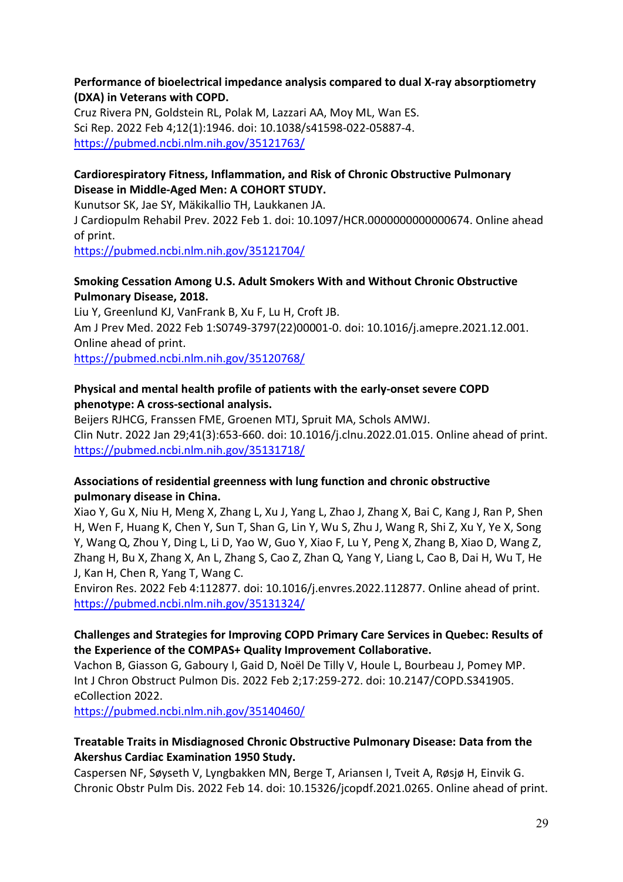**Performance of bioelectrical impedance analysis compared to dual X-ray absorptiometry (DXA) in Veterans with COPD.**
Cruz Rivera PN, Goldstein RL, Polak M, Lazzari AA, Moy ML, Wan ES.
Sci Rep. 2022 Feb 4;12(1):1946. doi: 10.1038/s41598-022-05887-4.
https://pubmed.ncbi.nlm.nih.gov/35121763/

**Cardiorespiratory Fitness, Inflammation, and Risk of Chronic Obstructive Pulmonary Disease in Middle-Aged Men: A COHORT STUDY.**
Kunutsor SK, Jae SY, Mäkikallio TH, Laukkanen JA.
J Cardiopulm Rehabil Prev. 2022 Feb 1. doi: 10.1097/HCR.0000000000000674. Online ahead of print.
https://pubmed.ncbi.nlm.nih.gov/35121704/

**Smoking Cessation Among U.S. Adult Smokers With and Without Chronic Obstructive Pulmonary Disease, 2018.**
Liu Y, Greenlund KJ, VanFrank B, Xu F, Lu H, Croft JB.
Am J Prev Med. 2022 Feb 1:S0749-3797(22)00001-0. doi: 10.1016/j.amepre.2021.12.001. Online ahead of print.
https://pubmed.ncbi.nlm.nih.gov/35120768/

**Physical and mental health profile of patients with the early-onset severe COPD phenotype: A cross-sectional analysis.**
Beijers RJHCG, Franssen FME, Groenen MTJ, Spruit MA, Schols AMWJ.
Clin Nutr. 2022 Jan 29;41(3):653-660. doi: 10.1016/j.clnu.2022.01.015. Online ahead of print.
https://pubmed.ncbi.nlm.nih.gov/35131718/

**Associations of residential greenness with lung function and chronic obstructive pulmonary disease in China.**
Xiao Y, Gu X, Niu H, Meng X, Zhang L, Xu J, Yang L, Zhao J, Zhang X, Bai C, Kang J, Ran P, Shen H, Wen F, Huang K, Chen Y, Sun T, Shan G, Lin Y, Wu S, Zhu J, Wang R, Shi Z, Xu Y, Ye X, Song Y, Wang Q, Zhou Y, Ding L, Li D, Yao W, Guo Y, Xiao F, Lu Y, Peng X, Zhang B, Xiao D, Wang Z, Zhang H, Bu X, Zhang X, An L, Zhang S, Cao Z, Zhan Q, Yang Y, Liang L, Cao B, Dai H, Wu T, He J, Kan H, Chen R, Yang T, Wang C.
Environ Res. 2022 Feb 4:112877. doi: 10.1016/j.envres.2022.112877. Online ahead of print.
https://pubmed.ncbi.nlm.nih.gov/35131324/

**Challenges and Strategies for Improving COPD Primary Care Services in Quebec: Results of the Experience of the COMPAS+ Quality Improvement Collaborative.**
Vachon B, Giasson G, Gaboury I, Gaid D, Noël De Tilly V, Houle L, Bourbeau J, Pomey MP.
Int J Chron Obstruct Pulmon Dis. 2022 Feb 2;17:259-272. doi: 10.2147/COPD.S341905. eCollection 2022.
https://pubmed.ncbi.nlm.nih.gov/35140460/

**Treatable Traits in Misdiagnosed Chronic Obstructive Pulmonary Disease: Data from the Akershus Cardiac Examination 1950 Study.**
Caspersen NF, Søyseth V, Lyngbakken MN, Berge T, Ariansen I, Tveit A, Røsjø H, Einvik G.
Chronic Obstr Pulm Dis. 2022 Feb 14. doi: 10.15326/jcopdf.2021.0265. Online ahead of print.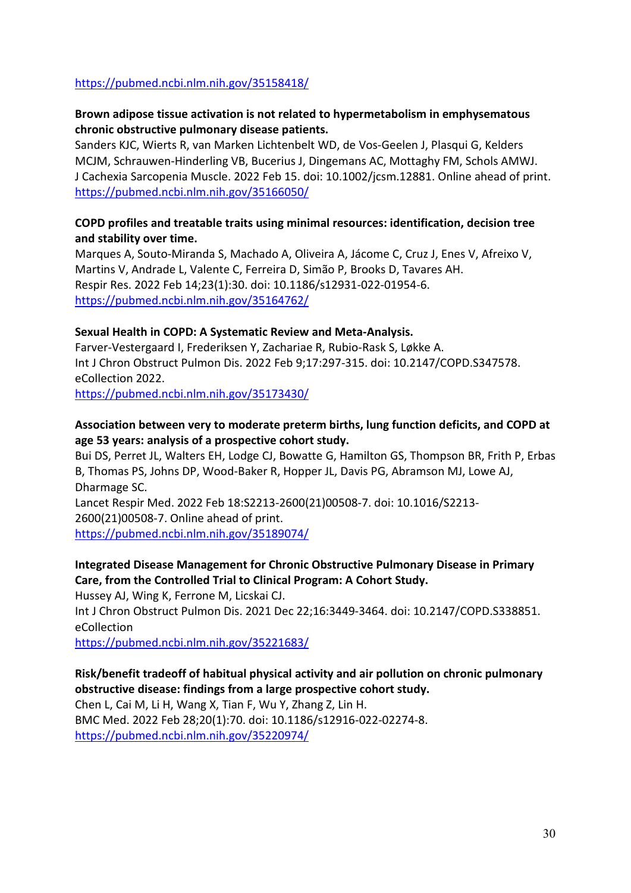https://pubmed.ncbi.nlm.nih.gov/35158418/

**Brown adipose tissue activation is not related to hypermetabolism in emphysematous chronic obstructive pulmonary disease patients.**
Sanders KJC, Wierts R, van Marken Lichtenbelt WD, de Vos-Geelen J, Plasqui G, Kelders MCJM, Schrauwen-Hinderling VB, Bucerius J, Dingemans AC, Mottaghy FM, Schols AMWJ.
J Cachexia Sarcopenia Muscle. 2022 Feb 15. doi: 10.1002/jcsm.12881. Online ahead of print.
https://pubmed.ncbi.nlm.nih.gov/35166050/

**COPD profiles and treatable traits using minimal resources: identification, decision tree and stability over time.**
Marques A, Souto-Miranda S, Machado A, Oliveira A, Jácome C, Cruz J, Enes V, Afreixo V, Martins V, Andrade L, Valente C, Ferreira D, Simão P, Brooks D, Tavares AH.
Respir Res. 2022 Feb 14;23(1):30. doi: 10.1186/s12931-022-01954-6.
https://pubmed.ncbi.nlm.nih.gov/35164762/

**Sexual Health in COPD: A Systematic Review and Meta-Analysis.**
Farver-Vestergaard I, Frederiksen Y, Zachariae R, Rubio-Rask S, Løkke A.
Int J Chron Obstruct Pulmon Dis. 2022 Feb 9;17:297-315. doi: 10.2147/COPD.S347578. eCollection 2022.
https://pubmed.ncbi.nlm.nih.gov/35173430/

**Association between very to moderate preterm births, lung function deficits, and COPD at age 53 years: analysis of a prospective cohort study.**
Bui DS, Perret JL, Walters EH, Lodge CJ, Bowatte G, Hamilton GS, Thompson BR, Frith P, Erbas B, Thomas PS, Johns DP, Wood-Baker R, Hopper JL, Davis PG, Abramson MJ, Lowe AJ, Dharmage SC.
Lancet Respir Med. 2022 Feb 18:S2213-2600(21)00508-7. doi: 10.1016/S2213-2600(21)00508-7. Online ahead of print.
https://pubmed.ncbi.nlm.nih.gov/35189074/

**Integrated Disease Management for Chronic Obstructive Pulmonary Disease in Primary Care, from the Controlled Trial to Clinical Program: A Cohort Study.**
Hussey AJ, Wing K, Ferrone M, Licskai CJ.
Int J Chron Obstruct Pulmon Dis. 2021 Dec 22;16:3449-3464. doi: 10.2147/COPD.S338851. eCollection
https://pubmed.ncbi.nlm.nih.gov/35221683/

**Risk/benefit tradeoff of habitual physical activity and air pollution on chronic pulmonary obstructive disease: findings from a large prospective cohort study.**
Chen L, Cai M, Li H, Wang X, Tian F, Wu Y, Zhang Z, Lin H.
BMC Med. 2022 Feb 28;20(1):70. doi: 10.1186/s12916-022-02274-8.
https://pubmed.ncbi.nlm.nih.gov/35220974/